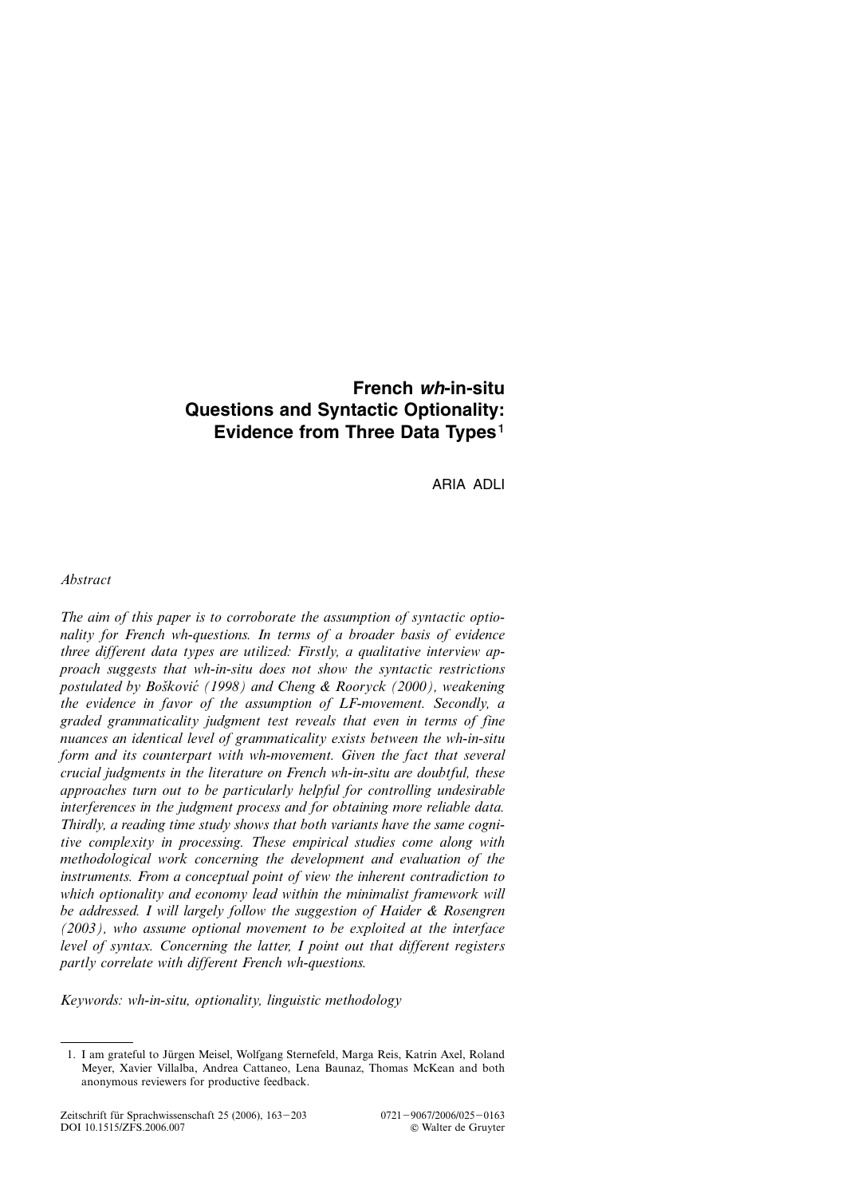# French *wh*-in-situ Questions and Syntactic Optionality: Evidence from Three Data Types[1]

ARIA ADLI

*Abstract*

*The aim of this paper is to corroborate the assumption of syntactic optionality for French wh-questions. In terms of a broader basis of evidence three different data types are utilized: Firstly, a qualitative interview approach suggests that wh-in-situ does not show the syntactic restrictions postulated by Bošković (1998) and Cheng & Rooryck (2000), weakening the evidence in favor of the assumption of LF-movement. Secondly, a graded grammaticality judgment test reveals that even in terms of fine nuances an identical level of grammaticality exists between the wh-in-situ form and its counterpart with wh-movement. Given the fact that several crucial judgments in the literature on French wh-in-situ are doubtful, these approaches turn out to be particularly helpful for controlling undesirable interferences in the judgment process and for obtaining more reliable data. Thirdly, a reading time study shows that both variants have the same cognitive complexity in processing. These empirical studies come along with methodological work concerning the development and evaluation of the instruments. From a conceptual point of view the inherent contradiction to which optionality and economy lead within the minimalist framework will be addressed. I will largely follow the suggestion of Haider & Rosengren (2003), who assume optional movement to be exploited at the interface level of syntax. Concerning the latter, I point out that different registers partly correlate with different French wh-questions.*

*Keywords: wh-in-situ, optionality, linguistic methodology*

---

1. I am grateful to Jürgen Meisel, Wolfgang Sternefeld, Marga Reis, Katrin Axel, Roland Meyer, Xavier Villalba, Andrea Cattaneo, Lena Baunaz, Thomas McKean and both anonymous reviewers for productive feedback.

Zeitschrift für Sprachwissenschaft 25 (2006), 163–203
DOI 10.1515/ZFS.2006.007

0721–9067/2006/025–0163
© Walter de Gruyter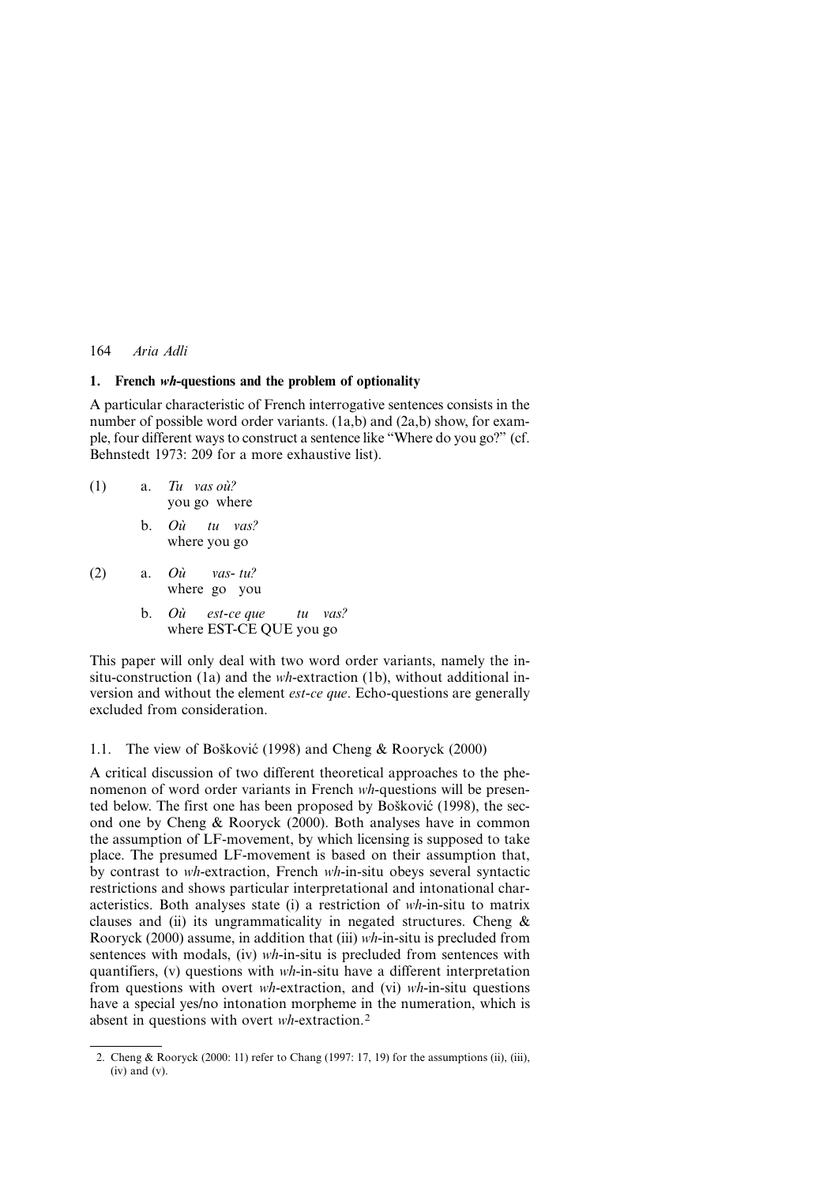## 1. French *wh*-questions and the problem of optionality

A particular characteristic of French interrogative sentences consists in the number of possible word order variants. (1a,b) and (2a,b) show, for example, four different ways to construct a sentence like "Where do you go?" (cf. Behnstedt 1973: 209 for a more exhaustive list).

(1) a. *Tu vas où?*
you go where

b. *Où tu vas?*
where you go

(2) a. *Où vas- tu?*
where go you

b. *Où est-ce que tu vas?*
where EST-CE QUE you go

This paper will only deal with two word order variants, namely the in-situ-construction (1a) and the *wh*-extraction (1b), without additional inversion and without the element *est-ce que*. Echo-questions are generally excluded from consideration.

### 1.1. The view of Bošković (1998) and Cheng & Rooryck (2000)

A critical discussion of two different theoretical approaches to the phenomenon of word order variants in French *wh*-questions will be presented below. The first one has been proposed by Bošković (1998), the second one by Cheng & Rooryck (2000). Both analyses have in common the assumption of LF-movement, by which licensing is supposed to take place. The presumed LF-movement is based on their assumption that, by contrast to *wh*-extraction, French *wh*-in-situ obeys several syntactic restrictions and shows particular interpretational and intonational characteristics. Both analyses state (i) a restriction of *wh*-in-situ to matrix clauses and (ii) its ungrammaticality in negated structures. Cheng & Rooryck (2000) assume, in addition that (iii) *wh*-in-situ is precluded from sentences with modals, (iv) *wh*-in-situ is precluded from sentences with quantifiers, (v) questions with *wh*-in-situ have a different interpretation from questions with overt *wh*-extraction, and (vi) *wh*-in-situ questions have a special yes/no intonation morpheme in the numeration, which is absent in questions with overt *wh*-extraction.[2]

2. Cheng & Rooryck (2000: 11) refer to Chang (1997: 17, 19) for the assumptions (ii), (iii), (iv) and (v).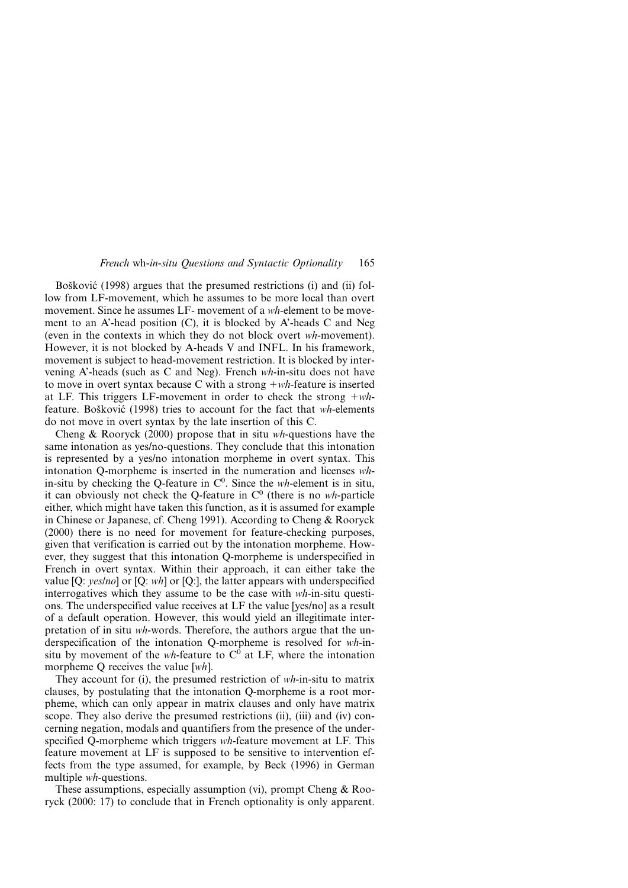Bošković (1998) argues that the presumed restrictions (i) and (ii) follow from LF-movement, which he assumes to be more local than overt movement. Since he assumes LF- movement of a *wh*-element to be movement to an A'-head position (C), it is blocked by A'-heads C and Neg (even in the contexts in which they do not block overt *wh*-movement). However, it is not blocked by A-heads V and INFL. In his framework, movement is subject to head-movement restriction. It is blocked by intervening A'-heads (such as C and Neg). French *wh*-in-situ does not have to move in overt syntax because C with a strong +*wh*-feature is inserted at LF. This triggers LF-movement in order to check the strong +*wh*-feature. Bošković (1998) tries to account for the fact that *wh*-elements do not move in overt syntax by the late insertion of this C.

Cheng & Rooryck (2000) propose that in situ *wh*-questions have the same intonation as yes/no-questions. They conclude that this intonation is represented by a yes/no intonation morpheme in overt syntax. This intonation Q-morpheme is inserted in the numeration and licenses *wh*-in-situ by checking the Q-feature in $C^0$. Since the *wh*-element is in situ, it can obviously not check the Q-feature in $C^0$ (there is no *wh*-particle either, which might have taken this function, as it is assumed for example in Chinese or Japanese, cf. Cheng 1991). According to Cheng & Rooryck (2000) there is no need for movement for feature-checking purposes, given that verification is carried out by the intonation morpheme. However, they suggest that this intonation Q-morpheme is underspecified in French in overt syntax. Within their approach, it can either take the value [Q: *yes/no*] or [Q: *wh*] or [Q:], the latter appears with underspecified interrogatives which they assume to be the case with *wh*-in-situ questions. The underspecified value receives at LF the value [yes/no] as a result of a default operation. However, this would yield an illegitimate interpretation of in situ *wh*-words. Therefore, the authors argue that the underspecification of the intonation Q-morpheme is resolved for *wh*-in-situ by movement of the *wh*-feature to $C^0$ at LF, where the intonation morpheme Q receives the value [*wh*].

They account for (i), the presumed restriction of *wh*-in-situ to matrix clauses, by postulating that the intonation Q-morpheme is a root morpheme, which can only appear in matrix clauses and only have matrix scope. They also derive the presumed restrictions (ii), (iii) and (iv) concerning negation, modals and quantifiers from the presence of the underspecified Q-morpheme which triggers *wh*-feature movement at LF. This feature movement at LF is supposed to be sensitive to intervention effects from the type assumed, for example, by Beck (1996) in German multiple *wh*-questions.

These assumptions, especially assumption (vi), prompt Cheng & Rooryck (2000: 17) to conclude that in French optionality is only apparent.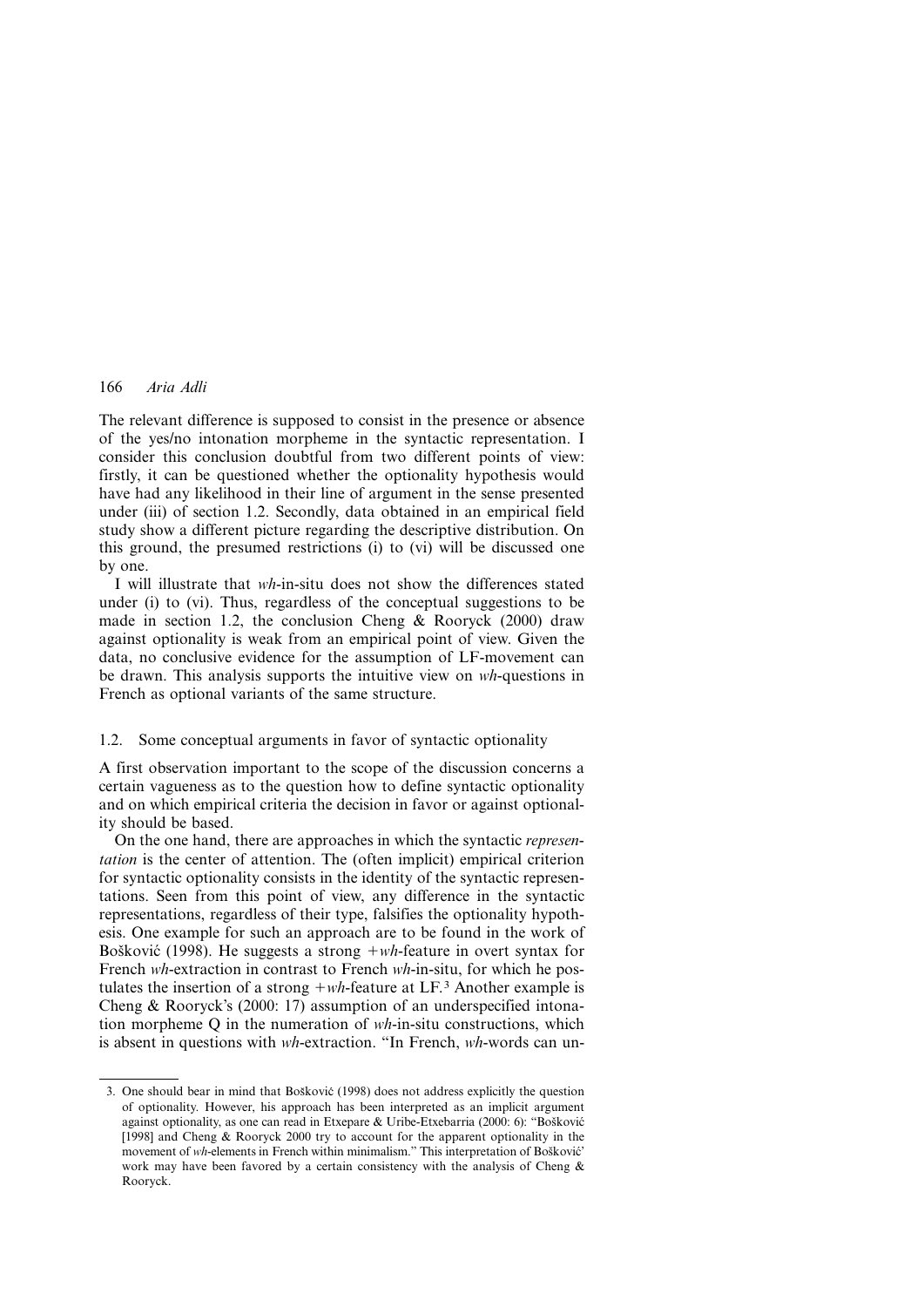The relevant difference is supposed to consist in the presence or absence of the yes/no intonation morpheme in the syntactic representation. I consider this conclusion doubtful from two different points of view: firstly, it can be questioned whether the optionality hypothesis would have had any likelihood in their line of argument in the sense presented under (iii) of section 1.2. Secondly, data obtained in an empirical field study show a different picture regarding the descriptive distribution. On this ground, the presumed restrictions (i) to (vi) will be discussed one by one.

I will illustrate that *wh*-in-situ does not show the differences stated under (i) to (vi). Thus, regardless of the conceptual suggestions to be made in section 1.2, the conclusion Cheng & Rooryck (2000) draw against optionality is weak from an empirical point of view. Given the data, no conclusive evidence for the assumption of LF-movement can be drawn. This analysis supports the intuitive view on *wh*-questions in French as optional variants of the same structure.

## 1.2. Some conceptual arguments in favor of syntactic optionality

A first observation important to the scope of the discussion concerns a certain vagueness as to the question how to define syntactic optionality and on which empirical criteria the decision in favor or against optionality should be based.

On the one hand, there are approaches in which the syntactic *representation* is the center of attention. The (often implicit) empirical criterion for syntactic optionality consists in the identity of the syntactic representations. Seen from this point of view, any difference in the syntactic representations, regardless of their type, falsifies the optionality hypothesis. One example for such an approach are to be found in the work of Bošković (1998). He suggests a strong +*wh*-feature in overt syntax for French *wh*-extraction in contrast to French *wh*-in-situ, for which he postulates the insertion of a strong +*wh*-feature at LF.[3] Another example is Cheng & Rooryck's (2000: 17) assumption of an underspecified intonation morpheme Q in the numeration of *wh*-in-situ constructions, which is absent in questions with *wh*-extraction. "In French, *wh*-words can un-

3. One should bear in mind that Bošković (1998) does not address explicitly the question of optionality. However, his approach has been interpreted as an implicit argument against optionality, as one can read in Etxepare & Uribe-Etxebarria (2000: 6): "Bošković [1998] and Cheng & Rooryck 2000 try to account for the apparent optionality in the movement of *wh*-elements in French within minimalism." This interpretation of Bošković' work may have been favored by a certain consistency with the analysis of Cheng & Rooryck.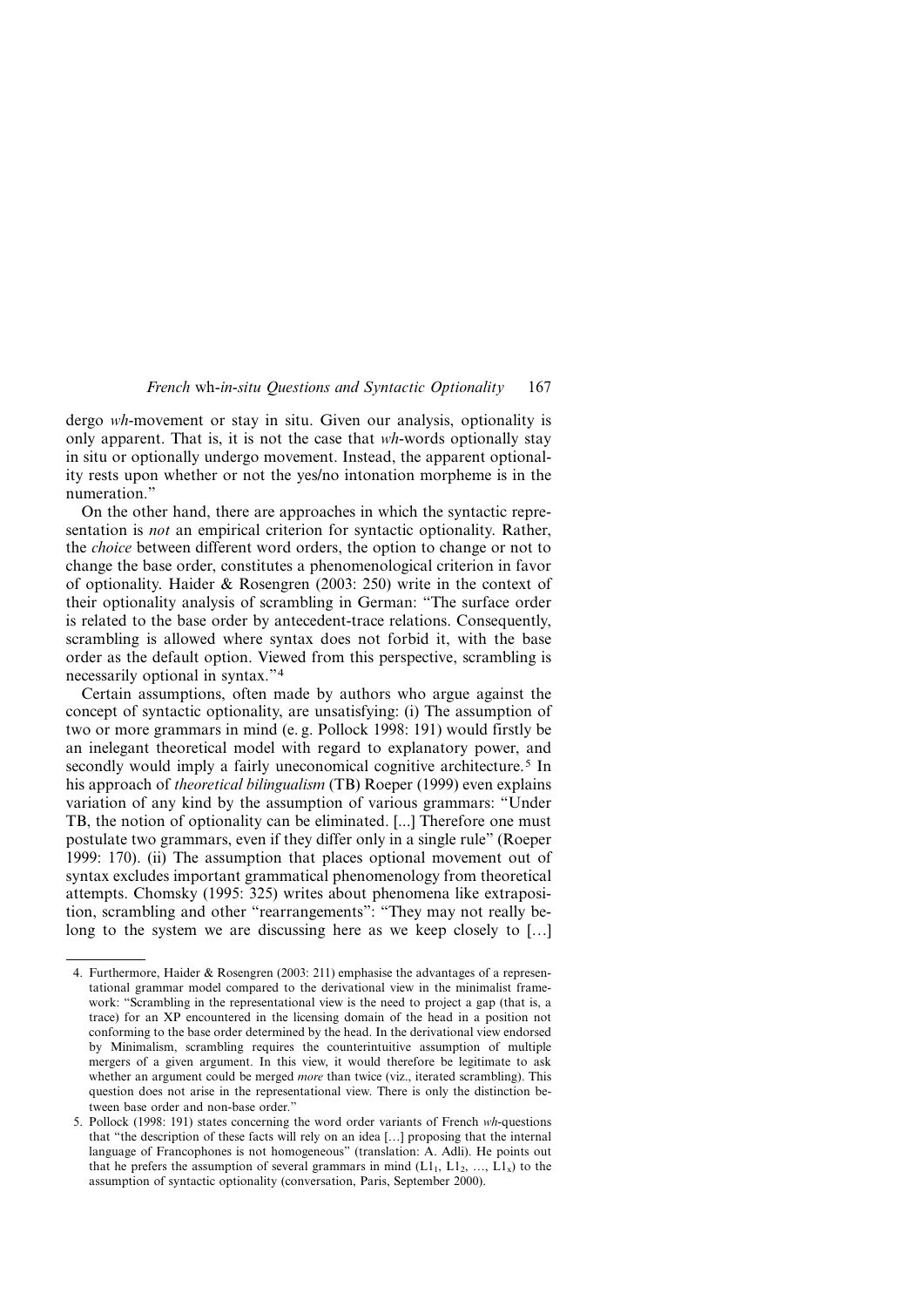dergo *wh*-movement or stay in situ. Given our analysis, optionality is only apparent. That is, it is not the case that *wh*-words optionally stay in situ or optionally undergo movement. Instead, the apparent optionality rests upon whether or not the yes/no intonation morpheme is in the numeration."

On the other hand, there are approaches in which the syntactic representation is *not* an empirical criterion for syntactic optionality. Rather, the *choice* between different word orders, the option to change or not to change the base order, constitutes a phenomenological criterion in favor of optionality. Haider & Rosengren (2003: 250) write in the context of their optionality analysis of scrambling in German: "The surface order is related to the base order by antecedent-trace relations. Consequently, scrambling is allowed where syntax does not forbid it, with the base order as the default option. Viewed from this perspective, scrambling is necessarily optional in syntax."[4]

Certain assumptions, often made by authors who argue against the concept of syntactic optionality, are unsatisfying: (i) The assumption of two or more grammars in mind (e. g. Pollock 1998: 191) would firstly be an inelegant theoretical model with regard to explanatory power, and secondly would imply a fairly uneconomical cognitive architecture.[5] In his approach of *theoretical bilingualism* (TB) Roeper (1999) even explains variation of any kind by the assumption of various grammars: "Under TB, the notion of optionality can be eliminated. [...] Therefore one must postulate two grammars, even if they differ only in a single rule" (Roeper 1999: 170). (ii) The assumption that places optional movement out of syntax excludes important grammatical phenomenology from theoretical attempts. Chomsky (1995: 325) writes about phenomena like extraposition, scrambling and other "rearrangements": "They may not really belong to the system we are discussing here as we keep closely to […]

4. Furthermore, Haider & Rosengren (2003: 211) emphasise the advantages of a representational grammar model compared to the derivational view in the minimalist framework: "Scrambling in the representational view is the need to project a gap (that is, a trace) for an XP encountered in the licensing domain of the head in a position not conforming to the base order determined by the head. In the derivational view endorsed by Minimalism, scrambling requires the counterintuitive assumption of multiple mergers of a given argument. In this view, it would therefore be legitimate to ask whether an argument could be merged *more* than twice (viz., iterated scrambling). This question does not arise in the representational view. There is only the distinction between base order and non-base order."

5. Pollock (1998: 191) states concerning the word order variants of French *wh*-questions that "the description of these facts will rely on an idea […] proposing that the internal language of Francophones is not homogeneous" (translation: A. Adli). He points out that he prefers the assumption of several grammars in mind ($L1_1$, $L1_2$, …, $L1_x$) to the assumption of syntactic optionality (conversation, Paris, September 2000).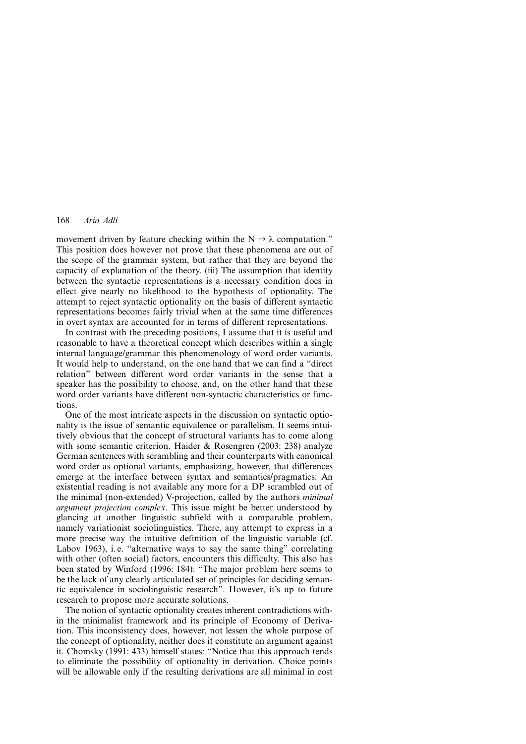movement driven by feature checking within the $N \rightarrow \lambda$ computation." This position does however not prove that these phenomena are out of the scope of the grammar system, but rather that they are beyond the capacity of explanation of the theory. (iii) The assumption that identity between the syntactic representations is a necessary condition does in effect give nearly no likelihood to the hypothesis of optionality. The attempt to reject syntactic optionality on the basis of different syntactic representations becomes fairly trivial when at the same time differences in overt syntax are accounted for in terms of different representations.

In contrast with the preceding positions, I assume that it is useful and reasonable to have a theoretical concept which describes within a single internal language/grammar this phenomenology of word order variants. It would help to understand, on the one hand that we can find a "direct relation" between different word order variants in the sense that a speaker has the possibility to choose, and, on the other hand that these word order variants have different non-syntactic characteristics or functions.

One of the most intricate aspects in the discussion on syntactic optionality is the issue of semantic equivalence or parallelism. It seems intuitively obvious that the concept of structural variants has to come along with some semantic criterion. Haider & Rosengren (2003: 238) analyze German sentences with scrambling and their counterparts with canonical word order as optional variants, emphasizing, however, that differences emerge at the interface between syntax and semantics/pragmatics: An existential reading is not available any more for a DP scrambled out of the minimal (non-extended) V-projection, called by the authors *minimal argument projection complex*. This issue might be better understood by glancing at another linguistic subfield with a comparable problem, namely variationist sociolinguistics. There, any attempt to express in a more precise way the intuitive definition of the linguistic variable (cf. Labov 1963), i. e. "alternative ways to say the same thing" correlating with other (often social) factors, encounters this difficulty. This also has been stated by Winford (1996: 184): "The major problem here seems to be the lack of any clearly articulated set of principles for deciding semantic equivalence in sociolinguistic research". However, it's up to future research to propose more accurate solutions.

The notion of syntactic optionality creates inherent contradictions within the minimalist framework and its principle of Economy of Derivation. This inconsistency does, however, not lessen the whole purpose of the concept of optionality, neither does it constitute an argument against it. Chomsky (1991: 433) himself states: "Notice that this approach tends to eliminate the possibility of optionality in derivation. Choice points will be allowable only if the resulting derivations are all minimal in cost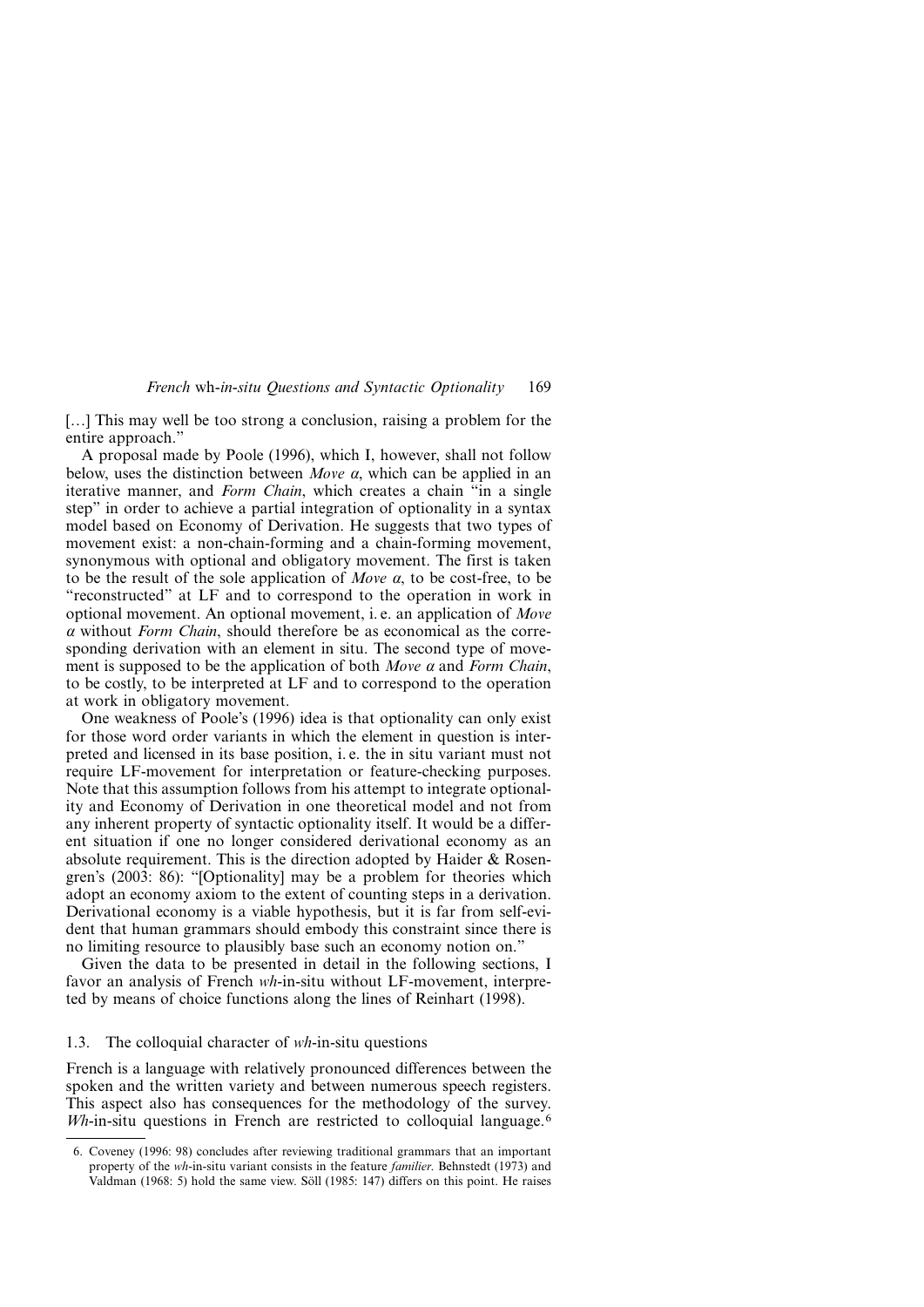[…] This may well be too strong a conclusion, raising a problem for the entire approach."

A proposal made by Poole (1996), which I, however, shall not follow below, uses the distinction between *Move α*, which can be applied in an iterative manner, and *Form Chain*, which creates a chain "in a single step" in order to achieve a partial integration of optionality in a syntax model based on Economy of Derivation. He suggests that two types of movement exist: a non-chain-forming and a chain-forming movement, synonymous with optional and obligatory movement. The first is taken to be the result of the sole application of *Move α*, to be cost-free, to be "reconstructed" at LF and to correspond to the operation in work in optional movement. An optional movement, i. e. an application of *Move α* without *Form Chain*, should therefore be as economical as the corresponding derivation with an element in situ. The second type of movement is supposed to be the application of both *Move α* and *Form Chain*, to be costly, to be interpreted at LF and to correspond to the operation at work in obligatory movement.

One weakness of Poole's (1996) idea is that optionality can only exist for those word order variants in which the element in question is interpreted and licensed in its base position, i. e. the in situ variant must not require LF-movement for interpretation or feature-checking purposes. Note that this assumption follows from his attempt to integrate optionality and Economy of Derivation in one theoretical model and not from any inherent property of syntactic optionality itself. It would be a different situation if one no longer considered derivational economy as an absolute requirement. This is the direction adopted by Haider & Rosengren's (2003: 86): "[Optionality] may be a problem for theories which adopt an economy axiom to the extent of counting steps in a derivation. Derivational economy is a viable hypothesis, but it is far from self-evident that human grammars should embody this constraint since there is no limiting resource to plausibly base such an economy notion on."

Given the data to be presented in detail in the following sections, I favor an analysis of French *wh*-in-situ without LF-movement, interpreted by means of choice functions along the lines of Reinhart (1998).

### 1.3. The colloquial character of *wh*-in-situ questions

French is a language with relatively pronounced differences between the spoken and the written variety and between numerous speech registers. This aspect also has consequences for the methodology of the survey. *Wh*-in-situ questions in French are restricted to colloquial language.[6]

6. Coveney (1996: 98) concludes after reviewing traditional grammars that an important property of the *wh*-in-situ variant consists in the feature *familier*. Behnstedt (1973) and Valdman (1968: 5) hold the same view. Söll (1985: 147) differs on this point. He raises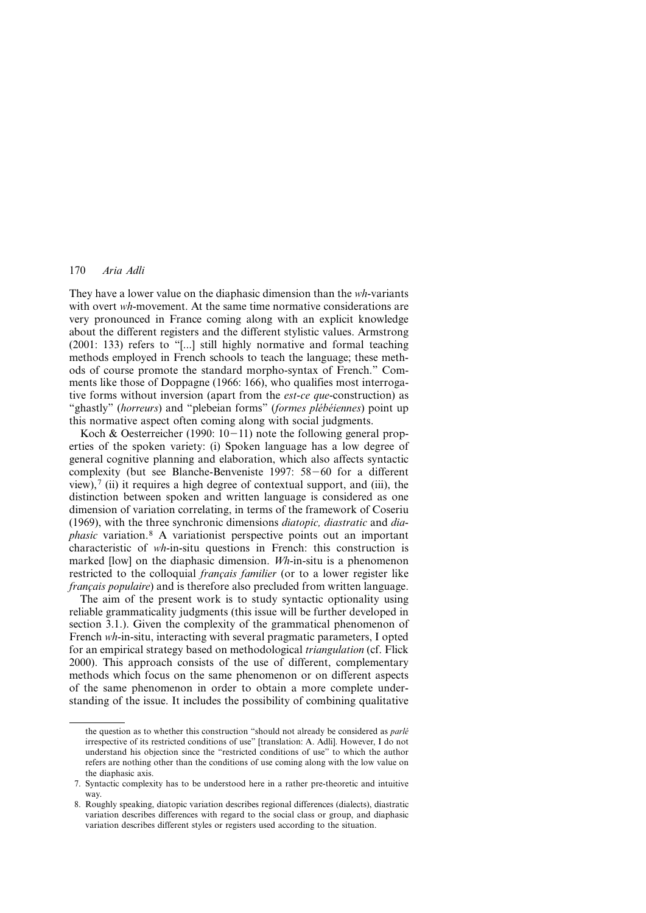They have a lower value on the diaphasic dimension than the *wh*-variants with overt *wh*-movement. At the same time normative considerations are very pronounced in France coming along with an explicit knowledge about the different registers and the different stylistic values. Armstrong (2001: 133) refers to "[...] still highly normative and formal teaching methods employed in French schools to teach the language; these methods of course promote the standard morpho-syntax of French." Comments like those of Doppagne (1966: 166), who qualifies most interrogative forms without inversion (apart from the *est-ce que*-construction) as "ghastly" (*horreurs*) and "plebeian forms" (*formes plébéiennes*) point up this normative aspect often coming along with social judgments.

Koch & Oesterreicher (1990: 10–11) note the following general properties of the spoken variety: (i) Spoken language has a low degree of general cognitive planning and elaboration, which also affects syntactic complexity (but see Blanche-Benveniste 1997: 58–60 for a different view),[7] (ii) it requires a high degree of contextual support, and (iii), the distinction between spoken and written language is considered as one dimension of variation correlating, in terms of the framework of Coseriu (1969), with the three synchronic dimensions *diatopic, diastratic* and *diaphasic* variation.[8] A variationist perspective points out an important characteristic of *wh*-in-situ questions in French: this construction is marked [low] on the diaphasic dimension. *Wh*-in-situ is a phenomenon restricted to the colloquial *français familier* (or to a lower register like *français populaire*) and is therefore also precluded from written language.

The aim of the present work is to study syntactic optionality using reliable grammaticality judgments (this issue will be further developed in section 3.1.). Given the complexity of the grammatical phenomenon of French *wh*-in-situ, interacting with several pragmatic parameters, I opted for an empirical strategy based on methodological *triangulation* (cf. Flick 2000). This approach consists of the use of different, complementary methods which focus on the same phenomenon or on different aspects of the same phenomenon in order to obtain a more complete understanding of the issue. It includes the possibility of combining qualitative

---

the question as to whether this construction "should not already be considered as *parlé* irrespective of its restricted conditions of use" [translation: A. Adli]. However, I do not understand his objection since the "restricted conditions of use" to which the author refers are nothing other than the conditions of use coming along with the low value on the diaphasic axis.

7. Syntactic complexity has to be understood here in a rather pre-theoretic and intuitive way.

8. Roughly speaking, diatopic variation describes regional differences (dialects), diastratic variation describes differences with regard to the social class or group, and diaphasic variation describes different styles or registers used according to the situation.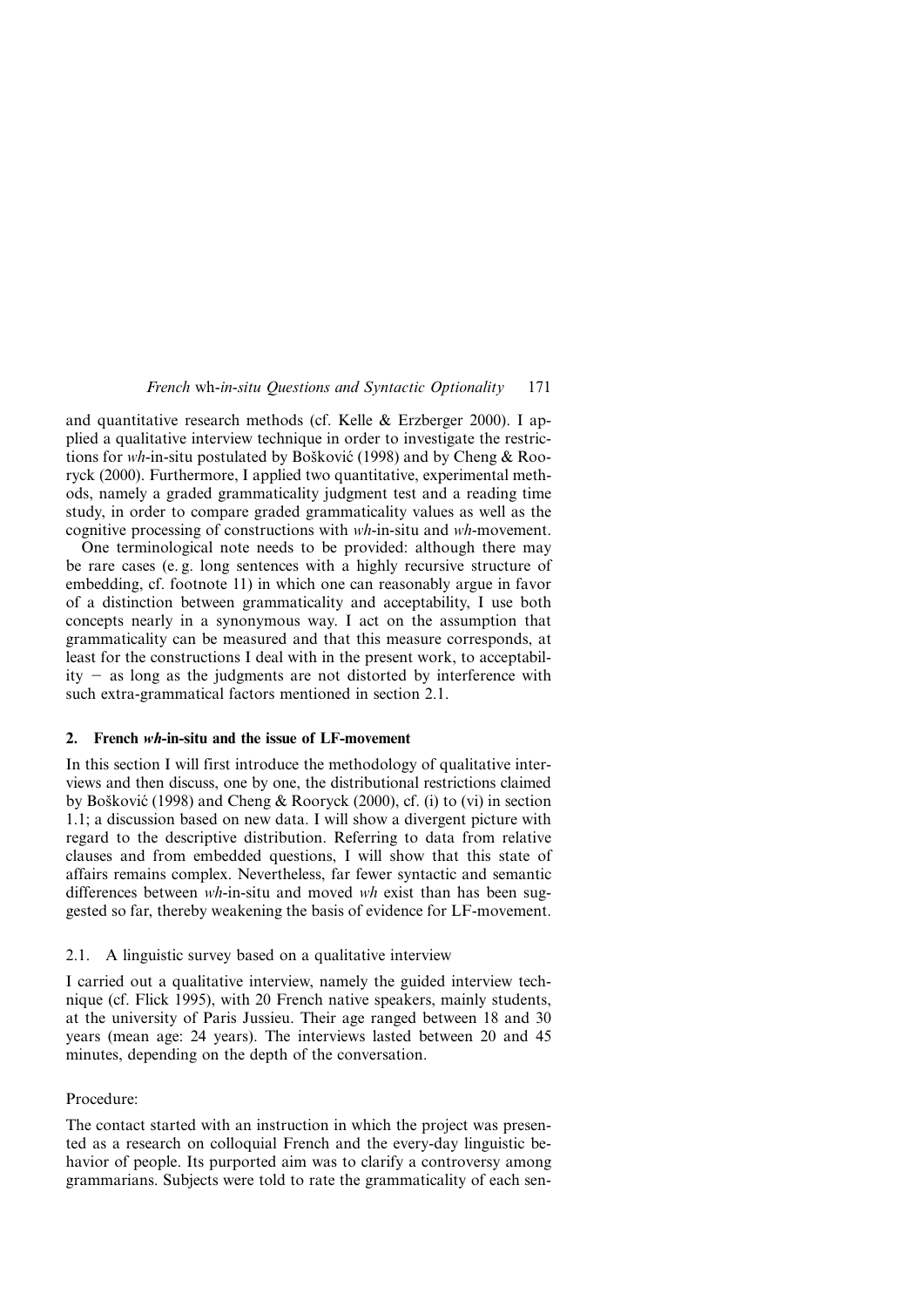and quantitative research methods (cf. Kelle & Erzberger 2000). I applied a qualitative interview technique in order to investigate the restrictions for *wh*-in-situ postulated by Bošković (1998) and by Cheng & Rooryck (2000). Furthermore, I applied two quantitative, experimental methods, namely a graded grammaticality judgment test and a reading time study, in order to compare graded grammaticality values as well as the cognitive processing of constructions with *wh*-in-situ and *wh*-movement.

One terminological note needs to be provided: although there may be rare cases (e. g. long sentences with a highly recursive structure of embedding, cf. footnote 11) in which one can reasonably argue in favor of a distinction between grammaticality and acceptability, I use both concepts nearly in a synonymous way. I act on the assumption that grammaticality can be measured and that this measure corresponds, at least for the constructions I deal with in the present work, to acceptability − as long as the judgments are not distorted by interference with such extra-grammatical factors mentioned in section 2.1.

## 2. French *wh*-in-situ and the issue of LF-movement

In this section I will first introduce the methodology of qualitative interviews and then discuss, one by one, the distributional restrictions claimed by Bošković (1998) and Cheng & Rooryck (2000), cf. (i) to (vi) in section 1.1; a discussion based on new data. I will show a divergent picture with regard to the descriptive distribution. Referring to data from relative clauses and from embedded questions, I will show that this state of affairs remains complex. Nevertheless, far fewer syntactic and semantic differences between *wh*-in-situ and moved *wh* exist than has been suggested so far, thereby weakening the basis of evidence for LF-movement.

### 2.1. A linguistic survey based on a qualitative interview

I carried out a qualitative interview, namely the guided interview technique (cf. Flick 1995), with 20 French native speakers, mainly students, at the university of Paris Jussieu. Their age ranged between 18 and 30 years (mean age: 24 years). The interviews lasted between 20 and 45 minutes, depending on the depth of the conversation.

Procedure:

The contact started with an instruction in which the project was presented as a research on colloquial French and the every-day linguistic behavior of people. Its purported aim was to clarify a controversy among grammarians. Subjects were told to rate the grammaticality of each sen-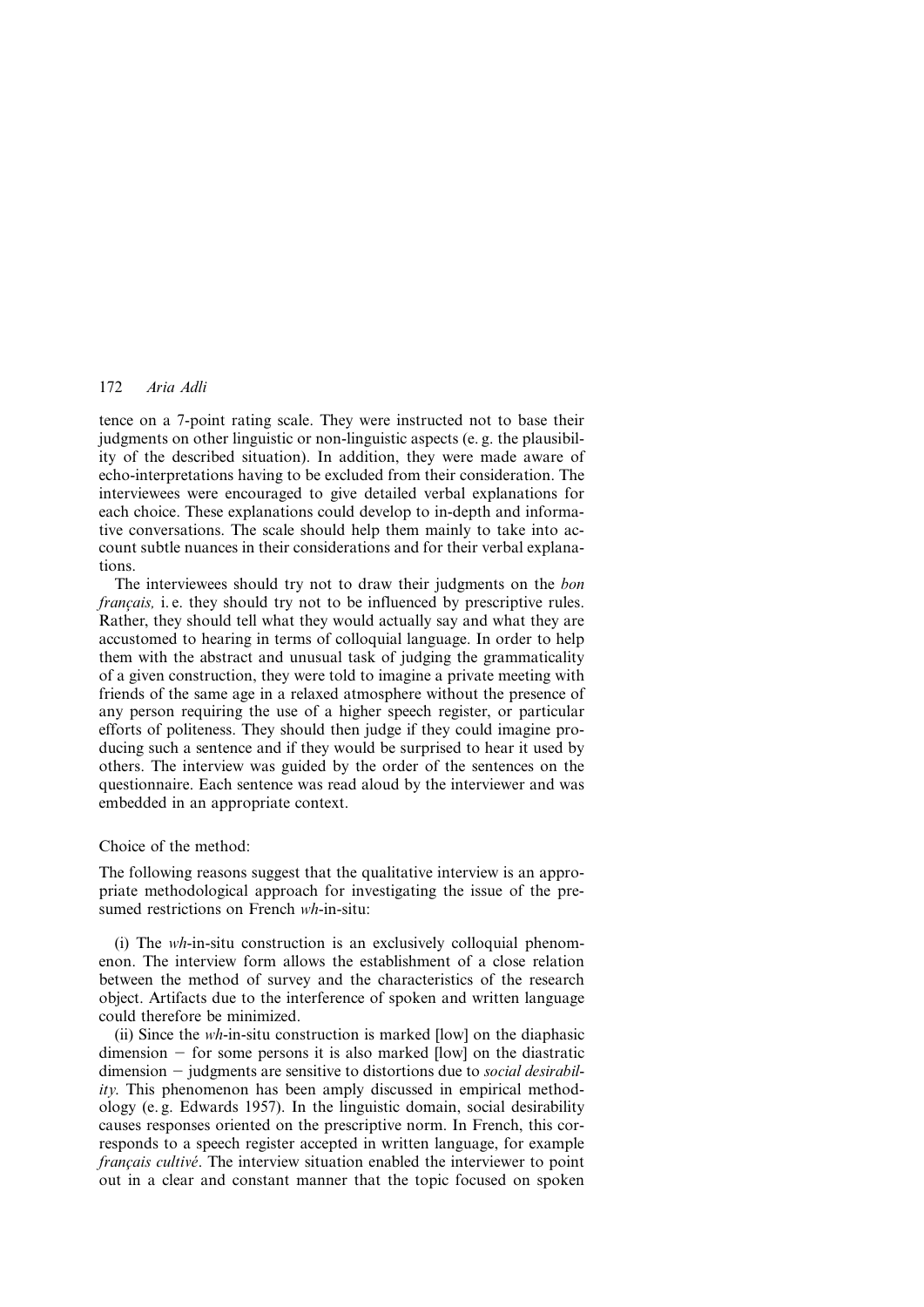tence on a 7-point rating scale. They were instructed not to base their judgments on other linguistic or non-linguistic aspects (e. g. the plausibility of the described situation). In addition, they were made aware of echo-interpretations having to be excluded from their consideration. The interviewees were encouraged to give detailed verbal explanations for each choice. These explanations could develop to in-depth and informative conversations. The scale should help them mainly to take into account subtle nuances in their considerations and for their verbal explanations.

The interviewees should try not to draw their judgments on the *bon français,* i. e. they should try not to be influenced by prescriptive rules. Rather, they should tell what they would actually say and what they are accustomed to hearing in terms of colloquial language. In order to help them with the abstract and unusual task of judging the grammaticality of a given construction, they were told to imagine a private meeting with friends of the same age in a relaxed atmosphere without the presence of any person requiring the use of a higher speech register, or particular efforts of politeness. They should then judge if they could imagine producing such a sentence and if they would be surprised to hear it used by others. The interview was guided by the order of the sentences on the questionnaire. Each sentence was read aloud by the interviewer and was embedded in an appropriate context.

Choice of the method:

The following reasons suggest that the qualitative interview is an appropriate methodological approach for investigating the issue of the presumed restrictions on French *wh*-in-situ:

(i) The *wh*-in-situ construction is an exclusively colloquial phenomenon. The interview form allows the establishment of a close relation between the method of survey and the characteristics of the research object. Artifacts due to the interference of spoken and written language could therefore be minimized.

(ii) Since the *wh*-in-situ construction is marked [low] on the diaphasic dimension – for some persons it is also marked [low] on the diastratic dimension – judgments are sensitive to distortions due to *social desirability.* This phenomenon has been amply discussed in empirical methodology (e. g. Edwards 1957). In the linguistic domain, social desirability causes responses oriented on the prescriptive norm. In French, this corresponds to a speech register accepted in written language, for example *français cultivé*. The interview situation enabled the interviewer to point out in a clear and constant manner that the topic focused on spoken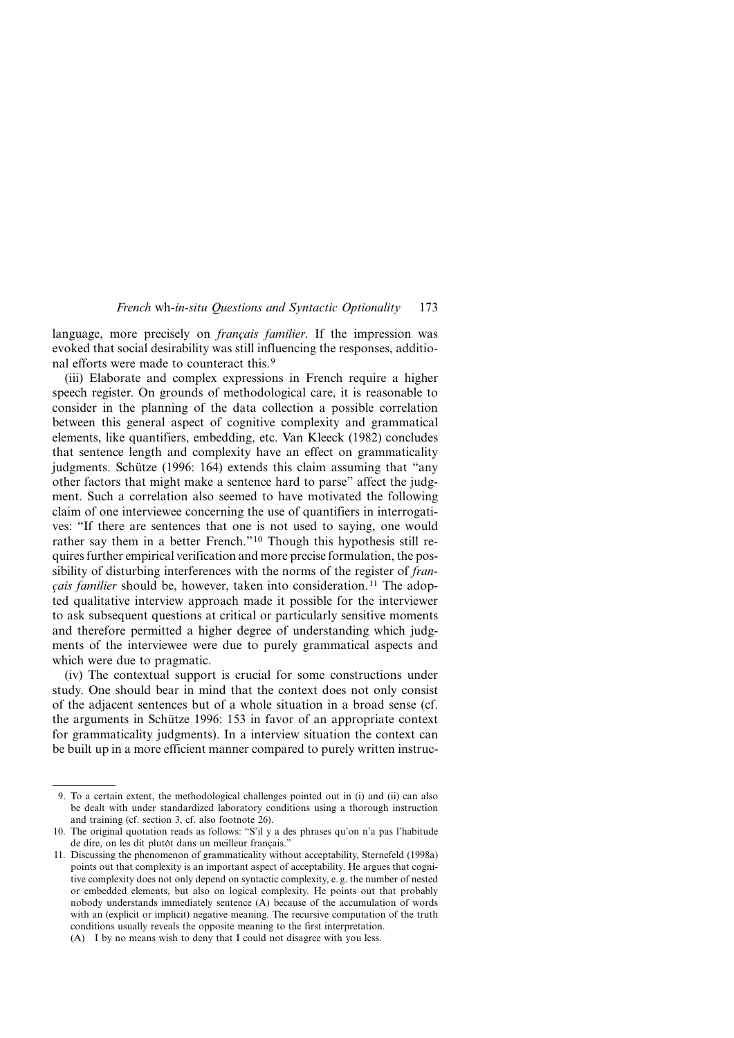language, more precisely on *français familier*. If the impression was evoked that social desirability was still influencing the responses, additional efforts were made to counteract this.[9]

(iii) Elaborate and complex expressions in French require a higher speech register. On grounds of methodological care, it is reasonable to consider in the planning of the data collection a possible correlation between this general aspect of cognitive complexity and grammatical elements, like quantifiers, embedding, etc. Van Kleeck (1982) concludes that sentence length and complexity have an effect on grammaticality judgments. Schütze (1996: 164) extends this claim assuming that "any other factors that might make a sentence hard to parse" affect the judgment. Such a correlation also seemed to have motivated the following claim of one interviewee concerning the use of quantifiers in interrogatives: "If there are sentences that one is not used to saying, one would rather say them in a better French."[10] Though this hypothesis still requires further empirical verification and more precise formulation, the possibility of disturbing interferences with the norms of the register of *français familier* should be, however, taken into consideration.[11] The adopted qualitative interview approach made it possible for the interviewer to ask subsequent questions at critical or particularly sensitive moments and therefore permitted a higher degree of understanding which judgments of the interviewee were due to purely grammatical aspects and which were due to pragmatic.

(iv) The contextual support is crucial for some constructions under study. One should bear in mind that the context does not only consist of the adjacent sentences but of a whole situation in a broad sense (cf. the arguments in Schütze 1996: 153 in favor of an appropriate context for grammaticality judgments). In a interview situation the context can be built up in a more efficient manner compared to purely written instruc-

---

9. To a certain extent, the methodological challenges pointed out in (i) and (ii) can also be dealt with under standardized laboratory conditions using a thorough instruction and training (cf. section 3, cf. also footnote 26).

10. The original quotation reads as follows: "S'il y a des phrases qu'on n'a pas l'habitude de dire, on les dit plutôt dans un meilleur français."

11. Discussing the phenomenon of grammaticality without acceptability, Sternefeld (1998a) points out that complexity is an important aspect of acceptability. He argues that cognitive complexity does not only depend on syntactic complexity, e. g. the number of nested or embedded elements, but also on logical complexity. He points out that probably nobody understands immediately sentence (A) because of the accumulation of words with an (explicit or implicit) negative meaning. The recursive computation of the truth conditions usually reveals the opposite meaning to the first interpretation.

    (A) I by no means wish to deny that I could not disagree with you less.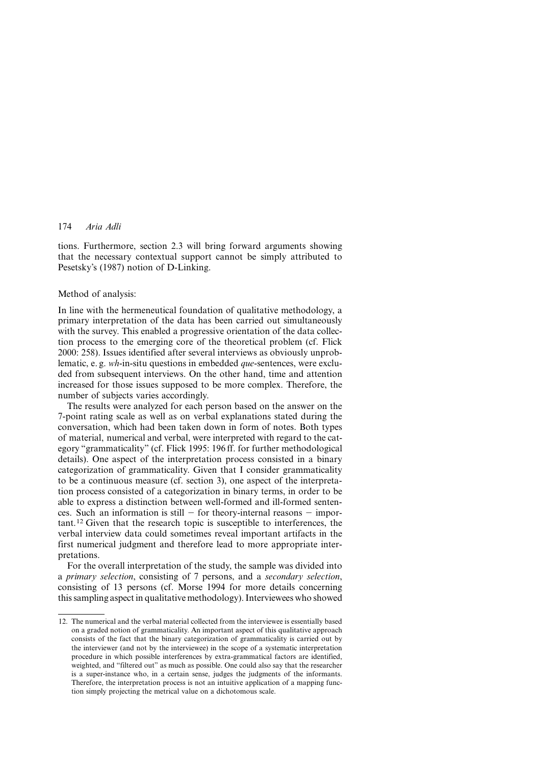tions. Furthermore, section 2.3 will bring forward arguments showing that the necessary contextual support cannot be simply attributed to Pesetsky's (1987) notion of D-Linking.

Method of analysis:

In line with the hermeneutical foundation of qualitative methodology, a primary interpretation of the data has been carried out simultaneously with the survey. This enabled a progressive orientation of the data collection process to the emerging core of the theoretical problem (cf. Flick 2000: 258). Issues identified after several interviews as obviously unproblematic, e. g. *wh*-in-situ questions in embedded *que*-sentences, were excluded from subsequent interviews. On the other hand, time and attention increased for those issues supposed to be more complex. Therefore, the number of subjects varies accordingly.

The results were analyzed for each person based on the answer on the 7-point rating scale as well as on verbal explanations stated during the conversation, which had been taken down in form of notes. Both types of material, numerical and verbal, were interpreted with regard to the category "grammaticality" (cf. Flick 1995: 196 ff. for further methodological details). One aspect of the interpretation process consisted in a binary categorization of grammaticality. Given that I consider grammaticality to be a continuous measure (cf. section 3), one aspect of the interpretation process consisted of a categorization in binary terms, in order to be able to express a distinction between well-formed and ill-formed sentences. Such an information is still − for theory-internal reasons − important.[12] Given that the research topic is susceptible to interferences, the verbal interview data could sometimes reveal important artifacts in the first numerical judgment and therefore lead to more appropriate interpretations.

For the overall interpretation of the study, the sample was divided into a *primary selection*, consisting of 7 persons, and a *secondary selection*, consisting of 13 persons (cf. Morse 1994 for more details concerning this sampling aspect in qualitative methodology). Interviewees who showed

12. The numerical and the verbal material collected from the interviewee is essentially based on a graded notion of grammaticality. An important aspect of this qualitative approach consists of the fact that the binary categorization of grammaticality is carried out by the interviewer (and not by the interviewee) in the scope of a systematic interpretation procedure in which possible interferences by extra-grammatical factors are identified, weighted, and "filtered out" as much as possible. One could also say that the researcher is a super-instance who, in a certain sense, judges the judgments of the informants. Therefore, the interpretation process is not an intuitive application of a mapping function simply projecting the metrical value on a dichotomous scale.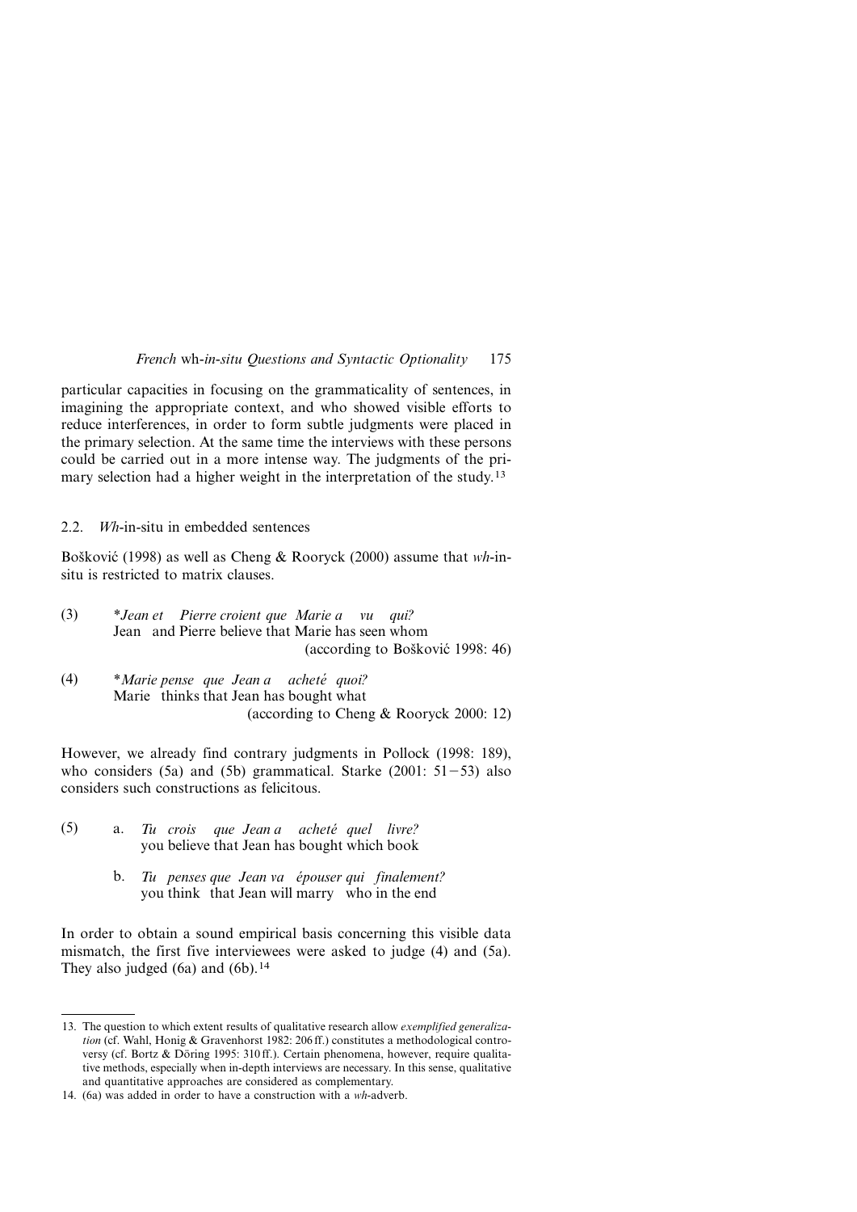particular capacities in focusing on the grammaticality of sentences, in imagining the appropriate context, and who showed visible efforts to reduce interferences, in order to form subtle judgments were placed in the primary selection. At the same time the interviews with these persons could be carried out in a more intense way. The judgments of the primary selection had a higher weight in the interpretation of the study.[13]

### 2.2. *Wh*-in-situ in embedded sentences

Bošković (1998) as well as Cheng & Rooryck (2000) assume that *wh*-in-situ is restricted to matrix clauses.

(3) **Jean et Pierre croient que Marie a vu qui?*
Jean and Pierre believe that Marie has seen whom
(according to Bošković 1998: 46)

(4) **Marie pense que Jean a acheté quoi?*
Marie thinks that Jean has bought what
(according to Cheng & Rooryck 2000: 12)

However, we already find contrary judgments in Pollock (1998: 189), who considers (5a) and (5b) grammatical. Starke (2001: 51−53) also considers such constructions as felicitous.

(5) a. *Tu crois que Jean a acheté quel livre?*
you believe that Jean has bought which book

b. *Tu penses que Jean va épouser qui finalement?*
you think that Jean will marry who in the end

In order to obtain a sound empirical basis concerning this visible data mismatch, the first five interviewees were asked to judge (4) and (5a). They also judged (6a) and (6b).[14]

---

13. The question to which extent results of qualitative research allow *exemplified generalization* (cf. Wahl, Honig & Gravenhorst 1982: 206 ff.) constitutes a methodological controversy (cf. Bortz & Döring 1995: 310 ff.). Certain phenomena, however, require qualitative methods, especially when in-depth interviews are necessary. In this sense, qualitative and quantitative approaches are considered as complementary.

14. (6a) was added in order to have a construction with a *wh*-adverb.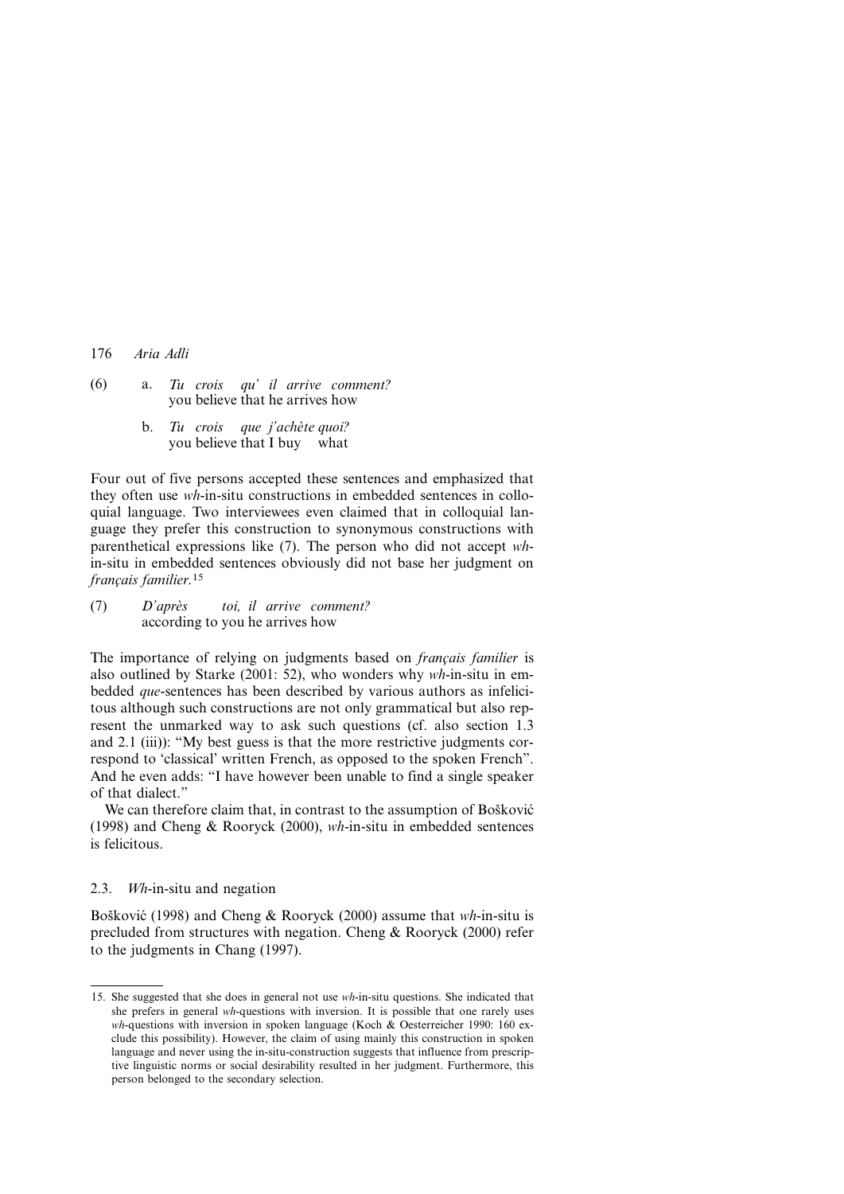(6) a. *Tu crois qu' il arrive comment?*
you believe that he arrives how

b. *Tu crois que j'achète quoi?*
you believe that I buy what

Four out of five persons accepted these sentences and emphasized that they often use *wh*-in-situ constructions in embedded sentences in colloquial language. Two interviewees even claimed that in colloquial language they prefer this construction to synonymous constructions with parenthetical expressions like (7). The person who did not accept *wh*-in-situ in embedded sentences obviously did not base her judgment on *français familier*.[15]

(7) *D'après toi, il arrive comment?*
according to you he arrives how

The importance of relying on judgments based on *français familier* is also outlined by Starke (2001: 52), who wonders why *wh*-in-situ in embedded *que*-sentences has been described by various authors as infelicitous although such constructions are not only grammatical but also represent the unmarked way to ask such questions (cf. also section 1.3 and 2.1 (iii)): "My best guess is that the more restrictive judgments correspond to 'classical' written French, as opposed to the spoken French". And he even adds: "I have however been unable to find a single speaker of that dialect."

We can therefore claim that, in contrast to the assumption of Bošković (1998) and Cheng & Rooryck (2000), *wh*-in-situ in embedded sentences is felicitous.

### 2.3. *Wh*-in-situ and negation

Bošković (1998) and Cheng & Rooryck (2000) assume that *wh*-in-situ is precluded from structures with negation. Cheng & Rooryck (2000) refer to the judgments in Chang (1997).

---

15. She suggested that she does in general not use *wh*-in-situ questions. She indicated that she prefers in general *wh*-questions with inversion. It is possible that one rarely uses *wh*-questions with inversion in spoken language (Koch & Oesterreicher 1990: 160 exclude this possibility). However, the claim of using mainly this construction in spoken language and never using the in-situ-construction suggests that influence from prescriptive linguistic norms or social desirability resulted in her judgment. Furthermore, this person belonged to the secondary selection.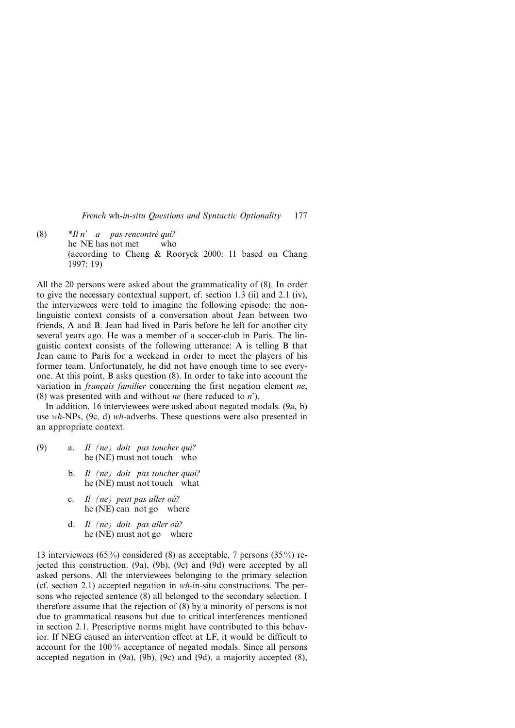(8) *Il n' a pas rencontré qui?
 he NE has not met who
 (according to Cheng & Rooryck 2000: 11 based on Chang 1997: 19)

All the 20 persons were asked about the grammaticality of (8). In order to give the necessary contextual support, cf. section 1.3 (ii) and 2.1 (iv), the interviewees were told to imagine the following episode: the non-linguistic context consists of a conversation about Jean between two friends, A and B. Jean had lived in Paris before he left for another city several years ago. He was a member of a soccer-club in Paris. The linguistic context consists of the following utterance: A is telling B that Jean came to Paris for a weekend in order to meet the players of his former team. Unfortunately, he did not have enough time to see everyone. At this point, B asks question (8). In order to take into account the variation in *français familier* concerning the first negation element *ne*, (8) was presented with and without *ne* (here reduced to *n*').

In addition, 16 interviewees were asked about negated modals. (9a, b) use *wh*-NPs, (9c, d) *wh*-adverbs. These questions were also presented in an appropriate context.

(9) a. *Il (ne) doit pas toucher qui?*
 he (NE) must not touch who

 b. *Il (ne) doit pas toucher quoi?*
 he (NE) must not touch what

 c. *Il (ne) peut pas aller où?*
 he (NE) can not go where

 d. *Il (ne) doit pas aller où?*
 he (NE) must not go where

13 interviewees (65%) considered (8) as acceptable, 7 persons (35%) rejected this construction. (9a), (9b), (9c) and (9d) were accepted by all asked persons. All the interviewees belonging to the primary selection (cf. section 2.1) accepted negation in *wh*-in-situ constructions. The persons who rejected sentence (8) all belonged to the secondary selection. I therefore assume that the rejection of (8) by a minority of persons is not due to grammatical reasons but due to critical interferences mentioned in section 2.1. Prescriptive norms might have contributed to this behavior. If NEG caused an intervention effect at LF, it would be difficult to account for the 100% acceptance of negated modals. Since all persons accepted negation in (9a), (9b), (9c) and (9d), a majority accepted (8),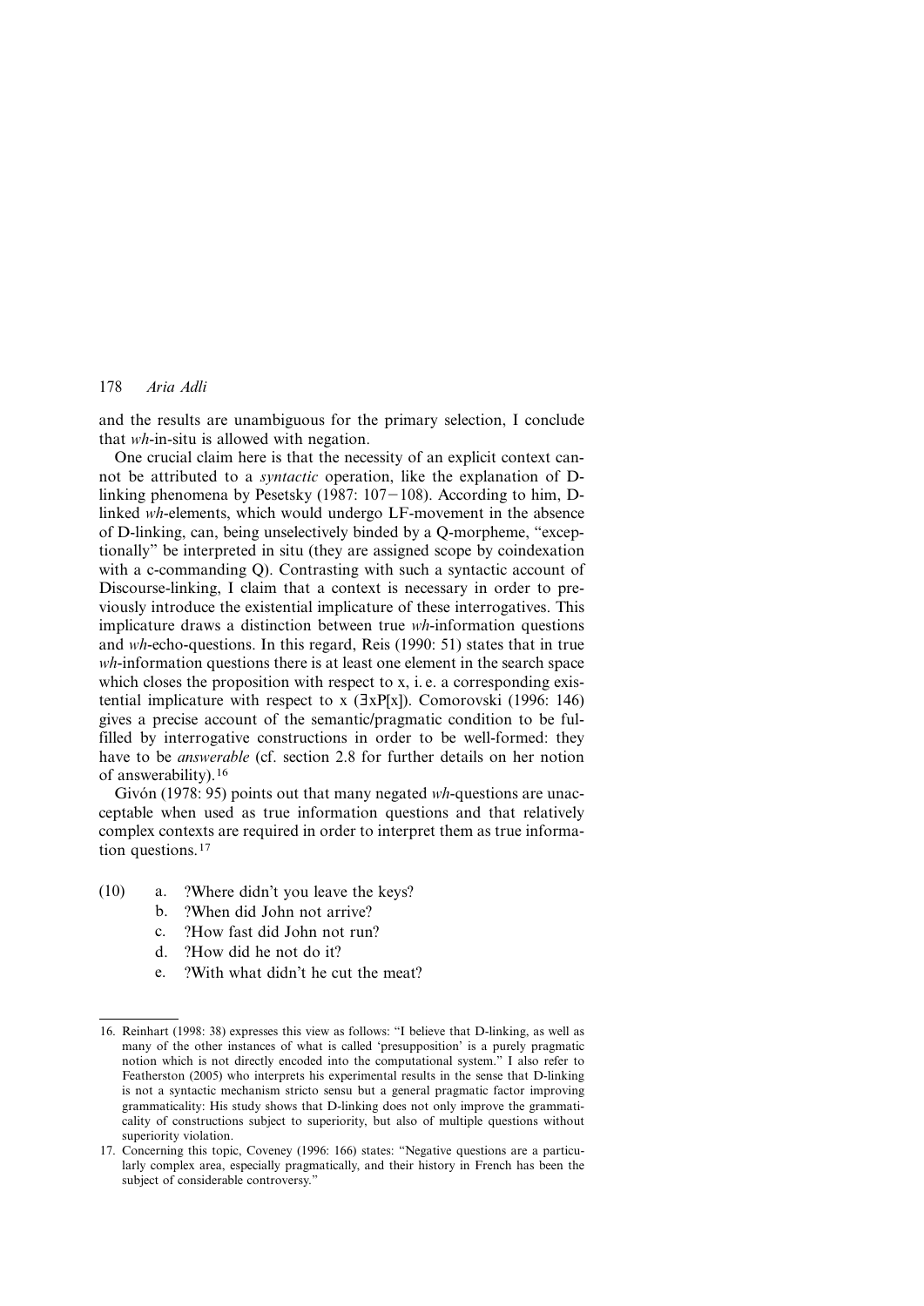and the results are unambiguous for the primary selection, I conclude that *wh*-in-situ is allowed with negation.

One crucial claim here is that the necessity of an explicit context cannot be attributed to a *syntactic* operation, like the explanation of D-linking phenomena by Pesetsky (1987: 107−108). According to him, D-linked *wh*-elements, which would undergo LF-movement in the absence of D-linking, can, being unselectively binded by a Q-morpheme, "exceptionally" be interpreted in situ (they are assigned scope by coindexation with a c-commanding Q). Contrasting with such a syntactic account of Discourse-linking, I claim that a context is necessary in order to previously introduce the existential implicature of these interrogatives. This implicature draws a distinction between true *wh*-information questions and *wh*-echo-questions. In this regard, Reis (1990: 51) states that in true *wh*-information questions there is at least one element in the search space which closes the proposition with respect to x, i. e. a corresponding existential implicature with respect to x ($\exists xP[x]$). Comorovski (1996: 146) gives a precise account of the semantic/pragmatic condition to be fulfilled by interrogative constructions in order to be well-formed: they have to be *answerable* (cf. section 2.8 for further details on her notion of answerability).[16]

Givón (1978: 95) points out that many negated *wh*-questions are unacceptable when used as true information questions and that relatively complex contexts are required in order to interpret them as true information questions.[17]

(10) a. ?Where didn't you leave the keys?
b. ?When did John not arrive?
c. ?How fast did John not run?
d. ?How did he not do it?
e. ?With what didn't he cut the meat?

---

16. Reinhart (1998: 38) expresses this view as follows: "I believe that D-linking, as well as many of the other instances of what is called 'presupposition' is a purely pragmatic notion which is not directly encoded into the computational system." I also refer to Featherston (2005) who interprets his experimental results in the sense that D-linking is not a syntactic mechanism stricto sensu but a general pragmatic factor improving grammaticality: His study shows that D-linking does not only improve the grammaticality of constructions subject to superiority, but also of multiple questions without superiority violation.

17. Concerning this topic, Coveney (1996: 166) states: "Negative questions are a particularly complex area, especially pragmatically, and their history in French has been the subject of considerable controversy."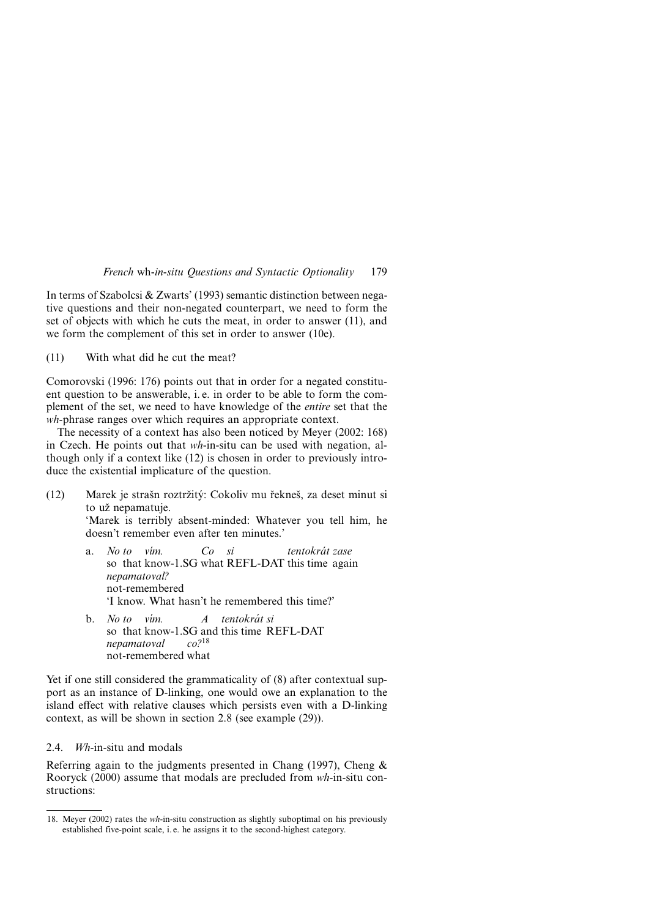In terms of Szabolcsi & Zwarts' (1993) semantic distinction between negative questions and their non-negated counterpart, we need to form the set of objects with which he cuts the meat, in order to answer (11), and we form the complement of this set in order to answer (10e).

(11) With what did he cut the meat?

Comorovski (1996: 176) points out that in order for a negated constituent question to be answerable, i. e. in order to be able to form the complement of the set, we need to have knowledge of the *entire* set that the *wh*-phrase ranges over which requires an appropriate context.

The necessity of a context has also been noticed by Meyer (2002: 168) in Czech. He points out that *wh*-in-situ can be used with negation, although only if a context like (12) is chosen in order to previously introduce the existential implicature of the question.

(12) Marek je strašn roztržitý: Cokoliv mu řekneš, za deset minut si to už nepamatuje.
'Marek is terribly absent-minded: Whatever you tell him, he doesn't remember even after ten minutes.'

a. *No to vím. Co si tentokrát zase nepamatoval?*
so that know-1.SG what REFL-DAT this time again not-remembered
'I know. What hasn't he remembered this time?'

b. *No to vím. A tentokrát si nepamatoval co?*[18]
so that know-1.SG and this time REFL-DAT not-remembered what

Yet if one still considered the grammaticality of (8) after contextual support as an instance of D-linking, one would owe an explanation to the island effect with relative clauses which persists even with a D-linking context, as will be shown in section 2.8 (see example (29)).

### 2.4. *Wh*-in-situ and modals

Referring again to the judgments presented in Chang (1997), Cheng & Rooryck (2000) assume that modals are precluded from *wh*-in-situ constructions:

18. Meyer (2002) rates the *wh*-in-situ construction as slightly suboptimal on his previously established five-point scale, i. e. he assigns it to the second-highest category.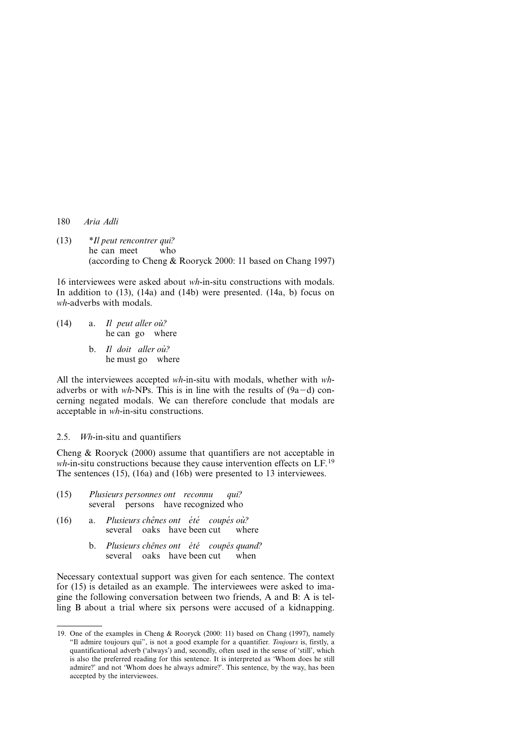(13) *Il peut rencontrer qui?*
he can meet who
(according to Cheng & Rooryck 2000: 11 based on Chang 1997)

16 interviewees were asked about *wh*-in-situ constructions with modals. In addition to (13), (14a) and (14b) were presented. (14a, b) focus on *wh*-adverbs with modals.

(14) a. *Il peut aller où?*
he can go where

b. *Il doit aller où?*
he must go where

All the interviewees accepted *wh*-in-situ with modals, whether with *wh*-adverbs or with *wh*-NPs. This is in line with the results of (9a−d) concerning negated modals. We can therefore conclude that modals are acceptable in *wh*-in-situ constructions.

### 2.5. *Wh*-in-situ and quantifiers

Cheng & Rooryck (2000) assume that quantifiers are not acceptable in *wh*-in-situ constructions because they cause intervention effects on LF.[19] The sentences (15), (16a) and (16b) were presented to 13 interviewees.

(15) *Plusieurs personnes ont reconnu qui?*
several persons have recognized who

(16) a. *Plusieurs chênes ont été coupés où?*
several oaks have been cut where

b. *Plusieurs chênes ont été coupés quand?*
several oaks have been cut when

Necessary contextual support was given for each sentence. The context for (15) is detailed as an example. The interviewees were asked to imagine the following conversation between two friends, A and B: A is telling B about a trial where six persons were accused of a kidnapping.

19. One of the examples in Cheng & Rooryck (2000: 11) based on Chang (1997), namely "Il admire toujours qui", is not a good example for a quantifier. *Toujours* is, firstly, a quantificational adverb ('always') and, secondly, often used in the sense of 'still', which is also the preferred reading for this sentence. It is interpreted as 'Whom does he still admire?' and not 'Whom does he always admire?'. This sentence, by the way, has been accepted by the interviewees.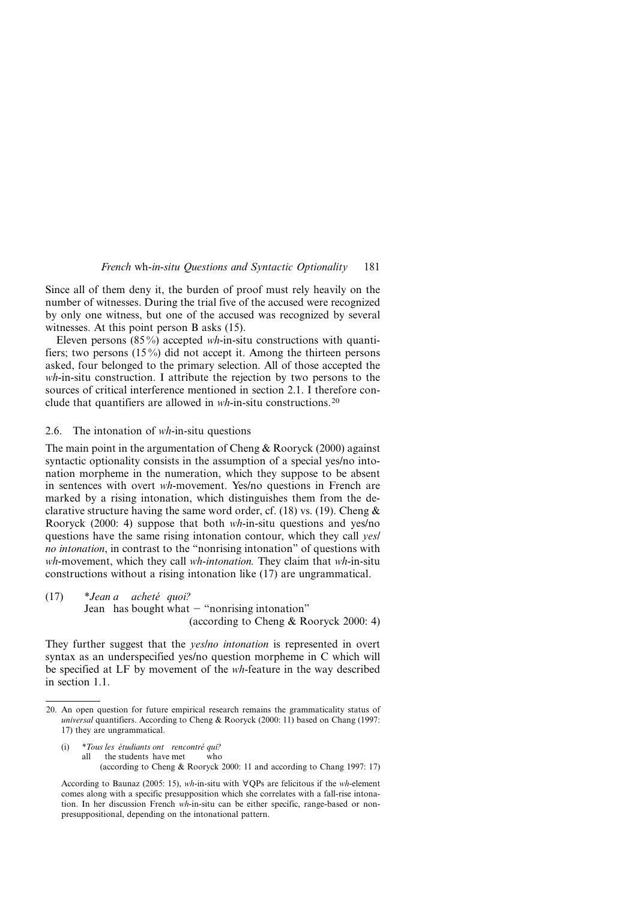Since all of them deny it, the burden of proof must rely heavily on the number of witnesses. During the trial five of the accused were recognized by only one witness, but one of the accused was recognized by several witnesses. At this point person B asks (15).

Eleven persons (85%) accepted *wh*-in-situ constructions with quantifiers; two persons (15%) did not accept it. Among the thirteen persons asked, four belonged to the primary selection. All of those accepted the *wh*-in-situ construction. I attribute the rejection by two persons to the sources of critical interference mentioned in section 2.1. I therefore conclude that quantifiers are allowed in *wh*-in-situ constructions.[20]

## 2.6. The intonation of *wh*-in-situ questions

The main point in the argumentation of Cheng & Rooryck (2000) against syntactic optionality consists in the assumption of a special yes/no intonation morpheme in the numeration, which they suppose to be absent in sentences with overt *wh*-movement. Yes/no questions in French are marked by a rising intonation, which distinguishes them from the declarative structure having the same word order, cf. (18) vs. (19). Cheng & Rooryck (2000: 4) suppose that both *wh*-in-situ questions and yes/no questions have the same rising intonation contour, which they call *yes/no intonation*, in contrast to the "nonrising intonation" of questions with *wh*-movement, which they call *wh-intonation.* They claim that *wh*-in-situ constructions without a rising intonation like (17) are ungrammatical.

(17) \**Jean a acheté quoi?*
Jean has bought what – "nonrising intonation"
(according to Cheng & Rooryck 2000: 4)

They further suggest that the *yes/no intonation* is represented in overt syntax as an underspecified yes/no question morpheme in C which will be specified at LF by movement of the *wh*-feature in the way described in section 1.1.

---

20. An open question for future empirical research remains the grammaticality status of *universal* quantifiers. According to Cheng & Rooryck (2000: 11) based on Chang (1997: 17) they are ungrammatical.

(i) \**Tous les étudiants ont rencontré qui?*
all the students have met who
(according to Cheng & Rooryck 2000: 11 and according to Chang 1997: 17)

According to Baunaz (2005: 15), *wh*-in-situ with ∀QPs are felicitous if the *wh*-element comes along with a specific presupposition which she correlates with a fall-rise intonation. In her discussion French *wh*-in-situ can be either specific, range-based or nonpresuppositional, depending on the intonational pattern.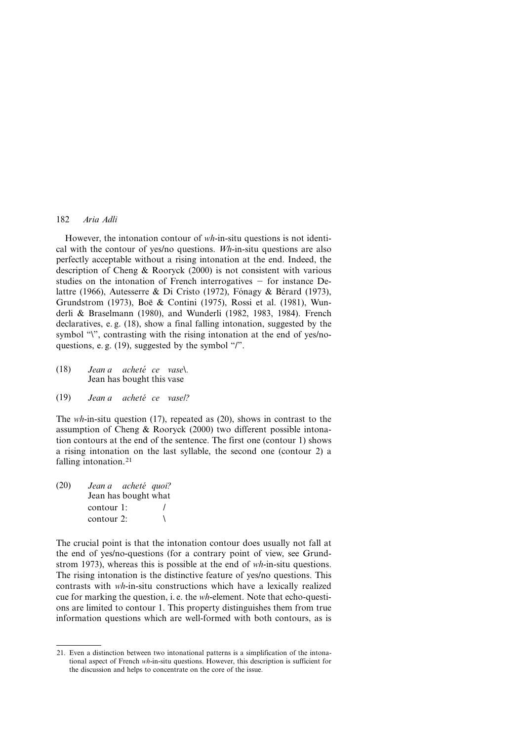However, the intonation contour of *wh*-in-situ questions is not identical with the contour of yes/no questions. *Wh*-in-situ questions are also perfectly acceptable without a rising intonation at the end. Indeed, the description of Cheng & Rooryck (2000) is not consistent with various studies on the intonation of French interrogatives – for instance Delattre (1966), Autesserre & Di Cristo (1972), Fónagy & Bérard (1973), Grundstrom (1973), Boë & Contini (1975), Rossi et al. (1981), Wunderli & Braselmann (1980), and Wunderli (1982, 1983, 1984). French declaratives, e. g. (18), show a final falling intonation, suggested by the symbol "\", contrasting with the rising intonation at the end of yes/no-questions, e. g. (19), suggested by the symbol "/".

(18) *Jean a acheté ce vase\.*
Jean has bought this vase

(19) *Jean a acheté ce vase/?*

The *wh*-in-situ question (17), repeated as (20), shows in contrast to the assumption of Cheng & Rooryck (2000) two different possible intonation contours at the end of the sentence. The first one (contour 1) shows a rising intonation on the last syllable, the second one (contour 2) a falling intonation.[21]

(20) *Jean a acheté quoi?*
Jean has bought what
contour 1: /
contour 2: \

The crucial point is that the intonation contour does usually not fall at the end of yes/no-questions (for a contrary point of view, see Grundstrom 1973), whereas this is possible at the end of *wh*-in-situ questions. The rising intonation is the distinctive feature of yes/no questions. This contrasts with *wh*-in-situ constructions which have a lexically realized cue for marking the question, i. e. the *wh*-element. Note that echo-questions are limited to contour 1. This property distinguishes them from true information questions which are well-formed with both contours, as is

21. Even a distinction between two intonational patterns is a simplification of the intonational aspect of French *wh*-in-situ questions. However, this description is sufficient for the discussion and helps to concentrate on the core of the issue.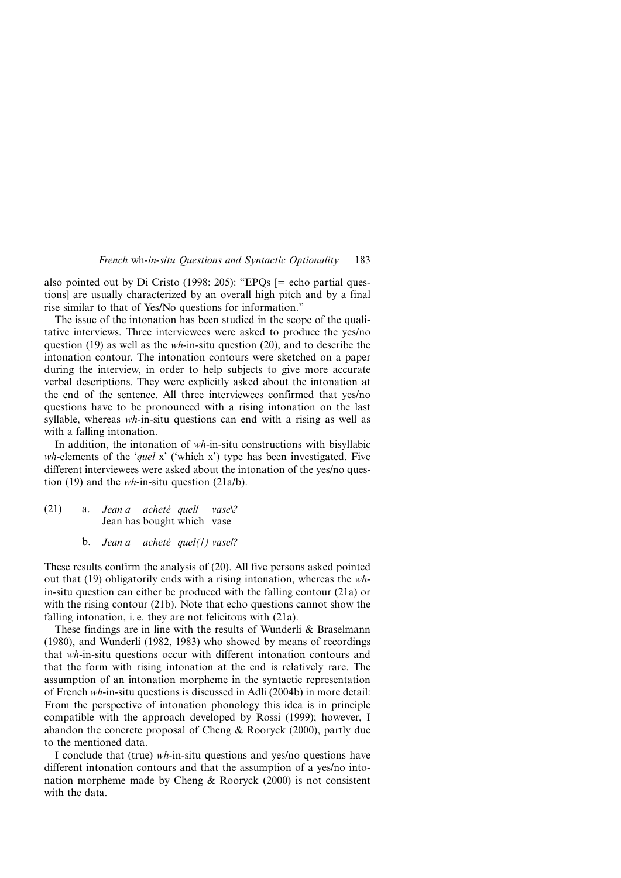also pointed out by Di Cristo (1998: 205): "EPQs [= echo partial questions] are usually characterized by an overall high pitch and by a final rise similar to that of Yes/No questions for information."

The issue of the intonation has been studied in the scope of the qualitative interviews. Three interviewees were asked to produce the yes/no question (19) as well as the *wh*-in-situ question (20), and to describe the intonation contour. The intonation contours were sketched on a paper during the interview, in order to help subjects to give more accurate verbal descriptions. They were explicitly asked about the intonation at the end of the sentence. All three interviewees confirmed that yes/no questions have to be pronounced with a rising intonation on the last syllable, whereas *wh*-in-situ questions can end with a rising as well as with a falling intonation.

In addition, the intonation of *wh*-in-situ constructions with bisyllabic *wh*-elements of the '*quel* x' ('which x') type has been investigated. Five different interviewees were asked about the intonation of the yes/no question (19) and the *wh*-in-situ question (21a/b).

(21) a. *Jean a acheté quel/ vase\?*
Jean has bought which vase

b. *Jean a acheté quel(/) vase/?*

These results confirm the analysis of (20). All five persons asked pointed out that (19) obligatorily ends with a rising intonation, whereas the *wh*-in-situ question can either be produced with the falling contour (21a) or with the rising contour (21b). Note that echo questions cannot show the falling intonation, i. e. they are not felicitous with (21a).

These findings are in line with the results of Wunderli & Braselmann (1980), and Wunderli (1982, 1983) who showed by means of recordings that *wh*-in-situ questions occur with different intonation contours and that the form with rising intonation at the end is relatively rare. The assumption of an intonation morpheme in the syntactic representation of French *wh*-in-situ questions is discussed in Adli (2004b) in more detail: From the perspective of intonation phonology this idea is in principle compatible with the approach developed by Rossi (1999); however, I abandon the concrete proposal of Cheng & Rooryck (2000), partly due to the mentioned data.

I conclude that (true) *wh*-in-situ questions and yes/no questions have different intonation contours and that the assumption of a yes/no intonation morpheme made by Cheng & Rooryck (2000) is not consistent with the data.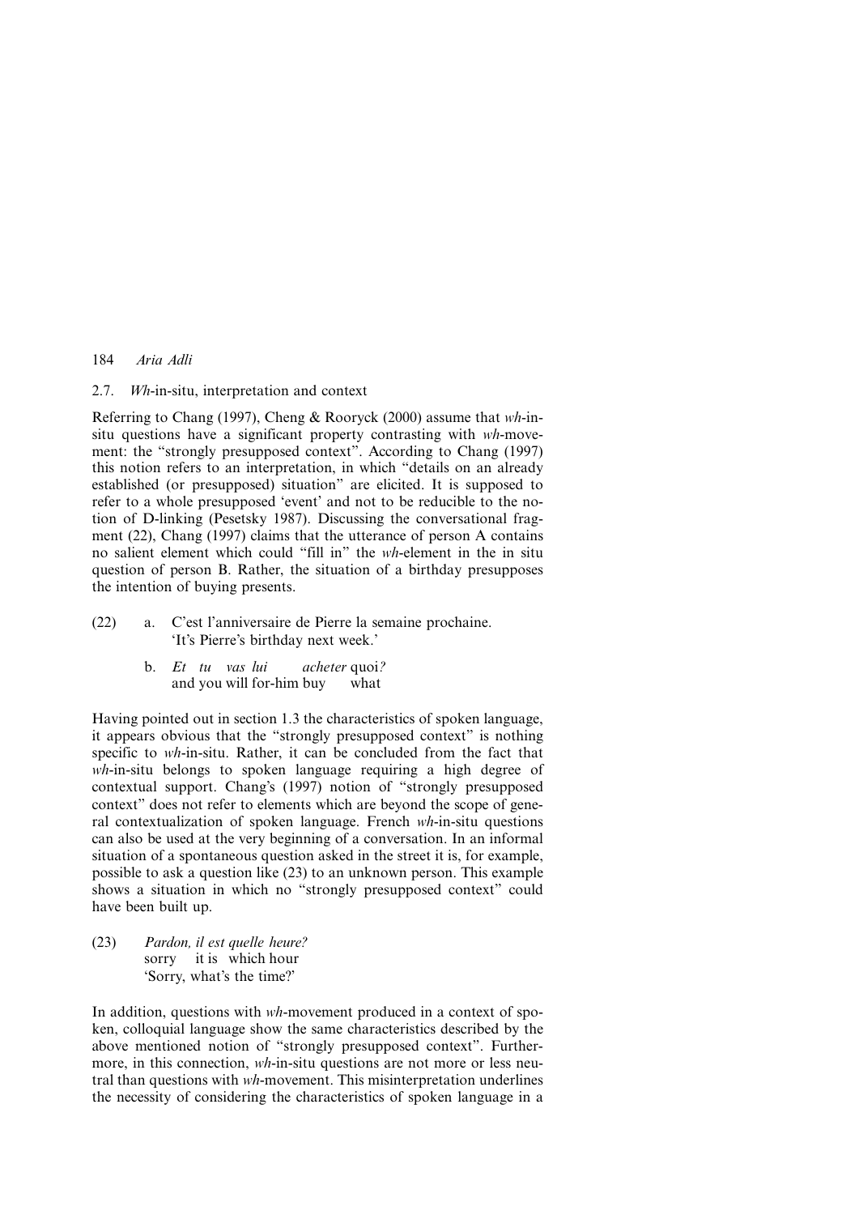### 2.7. *Wh*-in-situ, interpretation and context

Referring to Chang (1997), Cheng & Rooryck (2000) assume that *wh*-in-situ questions have a significant property contrasting with *wh*-movement: the "strongly presupposed context". According to Chang (1997) this notion refers to an interpretation, in which "details on an already established (or presupposed) situation" are elicited. It is supposed to refer to a whole presupposed 'event' and not to be reducible to the notion of D-linking (Pesetsky 1987). Discussing the conversational fragment (22), Chang (1997) claims that the utterance of person A contains no salient element which could "fill in" the *wh*-element in the in situ question of person B. Rather, the situation of a birthday presupposes the intention of buying presents.

(22) a. C'est l'anniversaire de Pierre la semaine prochaine.
'It's Pierre's birthday next week.'

b. *Et tu vas lui acheter* quoi*?*
and you will for-him buy what

Having pointed out in section 1.3 the characteristics of spoken language, it appears obvious that the "strongly presupposed context" is nothing specific to *wh*-in-situ. Rather, it can be concluded from the fact that *wh*-in-situ belongs to spoken language requiring a high degree of contextual support. Chang's (1997) notion of "strongly presupposed context" does not refer to elements which are beyond the scope of general contextualization of spoken language. French *wh*-in-situ questions can also be used at the very beginning of a conversation. In an informal situation of a spontaneous question asked in the street it is, for example, possible to ask a question like (23) to an unknown person. This example shows a situation in which no "strongly presupposed context" could have been built up.

(23) *Pardon, il est quelle heure?*
sorry it is which hour
'Sorry, what's the time?'

In addition, questions with *wh*-movement produced in a context of spoken, colloquial language show the same characteristics described by the above mentioned notion of "strongly presupposed context". Furthermore, in this connection, *wh*-in-situ questions are not more or less neutral than questions with *wh*-movement. This misinterpretation underlines the necessity of considering the characteristics of spoken language in a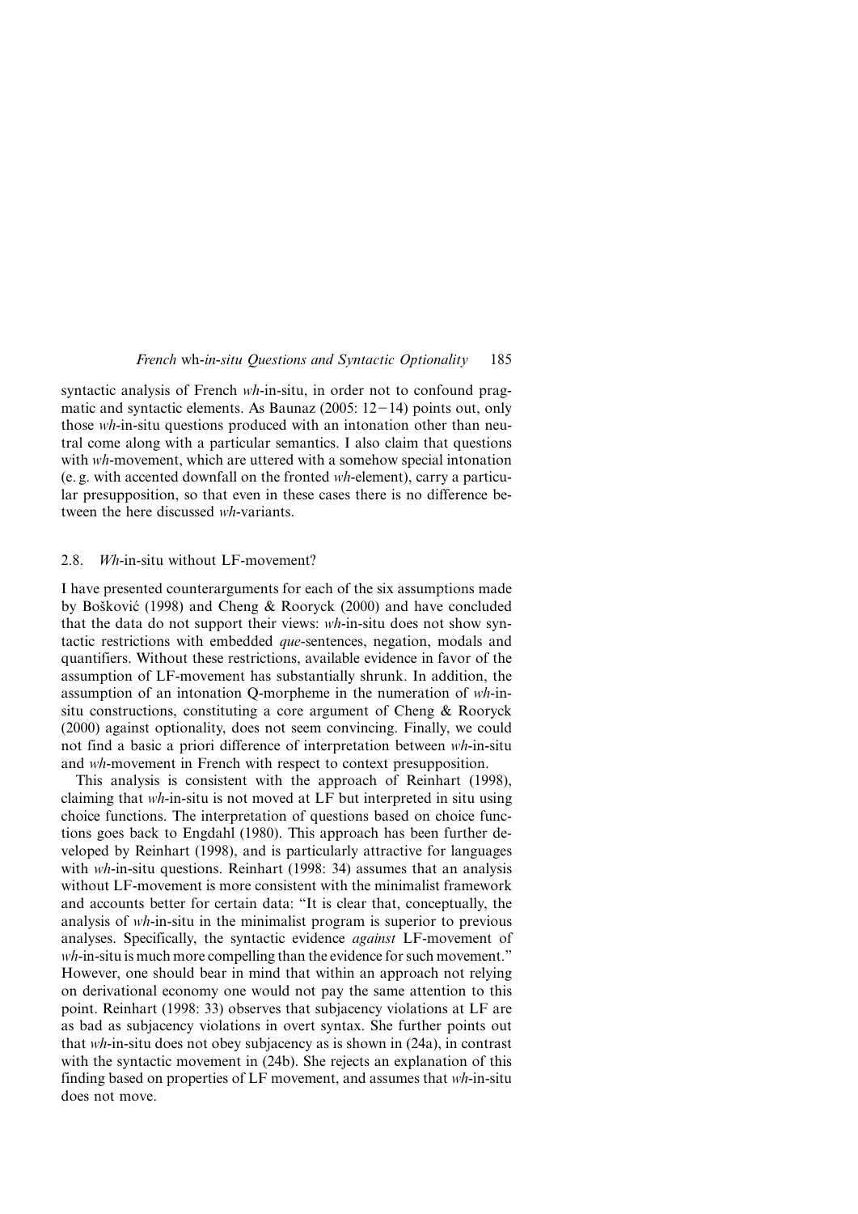syntactic analysis of French *wh*-in-situ, in order not to confound pragmatic and syntactic elements. As Baunaz (2005: 12–14) points out, only those *wh*-in-situ questions produced with an intonation other than neutral come along with a particular semantics. I also claim that questions with *wh*-movement, which are uttered with a somehow special intonation (e. g. with accented downfall on the fronted *wh*-element), carry a particular presupposition, so that even in these cases there is no difference between the here discussed *wh*-variants.

### 2.8. *Wh*-in-situ without LF-movement?

I have presented counterarguments for each of the six assumptions made by Bošković (1998) and Cheng & Rooryck (2000) and have concluded that the data do not support their views: *wh*-in-situ does not show syntactic restrictions with embedded *que*-sentences, negation, modals and quantifiers. Without these restrictions, available evidence in favor of the assumption of LF-movement has substantially shrunk. In addition, the assumption of an intonation Q-morpheme in the numeration of *wh*-in-situ constructions, constituting a core argument of Cheng & Rooryck (2000) against optionality, does not seem convincing. Finally, we could not find a basic a priori difference of interpretation between *wh*-in-situ and *wh*-movement in French with respect to context presupposition.

This analysis is consistent with the approach of Reinhart (1998), claiming that *wh*-in-situ is not moved at LF but interpreted in situ using choice functions. The interpretation of questions based on choice functions goes back to Engdahl (1980). This approach has been further developed by Reinhart (1998), and is particularly attractive for languages with *wh*-in-situ questions. Reinhart (1998: 34) assumes that an analysis without LF-movement is more consistent with the minimalist framework and accounts better for certain data: "It is clear that, conceptually, the analysis of *wh*-in-situ in the minimalist program is superior to previous analyses. Specifically, the syntactic evidence *against* LF-movement of *wh*-in-situ is much more compelling than the evidence for such movement." However, one should bear in mind that within an approach not relying on derivational economy one would not pay the same attention to this point. Reinhart (1998: 33) observes that subjacency violations at LF are as bad as subjacency violations in overt syntax. She further points out that *wh*-in-situ does not obey subjacency as is shown in (24a), in contrast with the syntactic movement in (24b). She rejects an explanation of this finding based on properties of LF movement, and assumes that *wh*-in-situ does not move.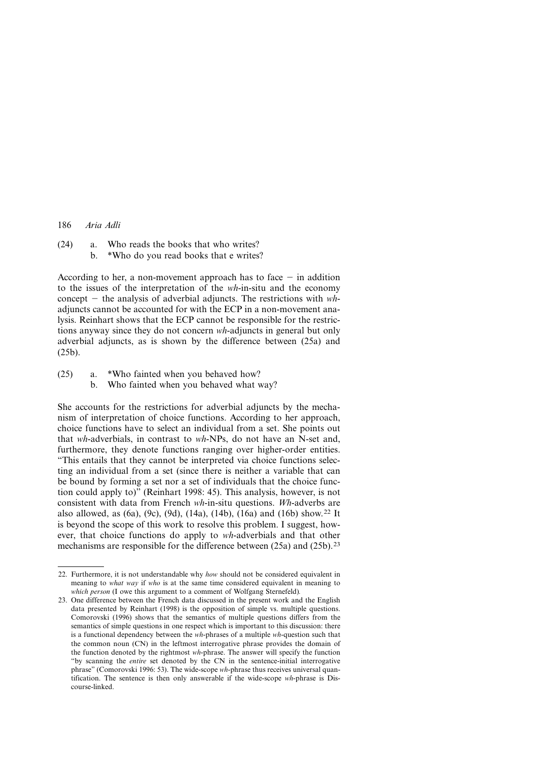(24) a. Who reads the books that who writes?
     b. *Who do you read books that e writes?

According to her, a non-movement approach has to face – in addition to the issues of the interpretation of the *wh*-in-situ and the economy concept – the analysis of adverbial adjuncts. The restrictions with *wh*-adjuncts cannot be accounted for with the ECP in a non-movement analysis. Reinhart shows that the ECP cannot be responsible for the restrictions anyway since they do not concern *wh*-adjuncts in general but only adverbial adjuncts, as is shown by the difference between (25a) and (25b).

(25) a. *Who fainted when you behaved how?
     b. Who fainted when you behaved what way?

She accounts for the restrictions for adverbial adjuncts by the mechanism of interpretation of choice functions. According to her approach, choice functions have to select an individual from a set. She points out that *wh*-adverbials, in contrast to *wh*-NPs, do not have an N-set and, furthermore, they denote functions ranging over higher-order entities. "This entails that they cannot be interpreted via choice functions selecting an individual from a set (since there is neither a variable that can be bound by forming a set nor a set of individuals that the choice function could apply to)" (Reinhart 1998: 45). This analysis, however, is not consistent with data from French *wh*-in-situ questions. *Wh*-adverbs are also allowed, as (6a), (9c), (9d), (14a), (14b), (16a) and (16b) show.[22] It is beyond the scope of this work to resolve this problem. I suggest, however, that choice functions do apply to *wh*-adverbials and that other mechanisms are responsible for the difference between (25a) and (25b).[23]

---

22. Furthermore, it is not understandable why *how* should not be considered equivalent in meaning to *what way* if *who* is at the same time considered equivalent in meaning to *which person* (I owe this argument to a comment of Wolfgang Sternefeld).

23. One difference between the French data discussed in the present work and the English data presented by Reinhart (1998) is the opposition of simple vs. multiple questions. Comorovski (1996) shows that the semantics of multiple questions differs from the semantics of simple questions in one respect which is important to this discussion: there is a functional dependency between the *wh*-phrases of a multiple *wh*-question such that the common noun (CN) in the leftmost interrogative phrase provides the domain of the function denoted by the rightmost *wh*-phrase. The answer will specify the function "by scanning the *entire* set denoted by the CN in the sentence-initial interrogative phrase" (Comorovski 1996: 53). The wide-scope *wh*-phrase thus receives universal quantification. The sentence is then only answerable if the wide-scope *wh*-phrase is Discourse-linked.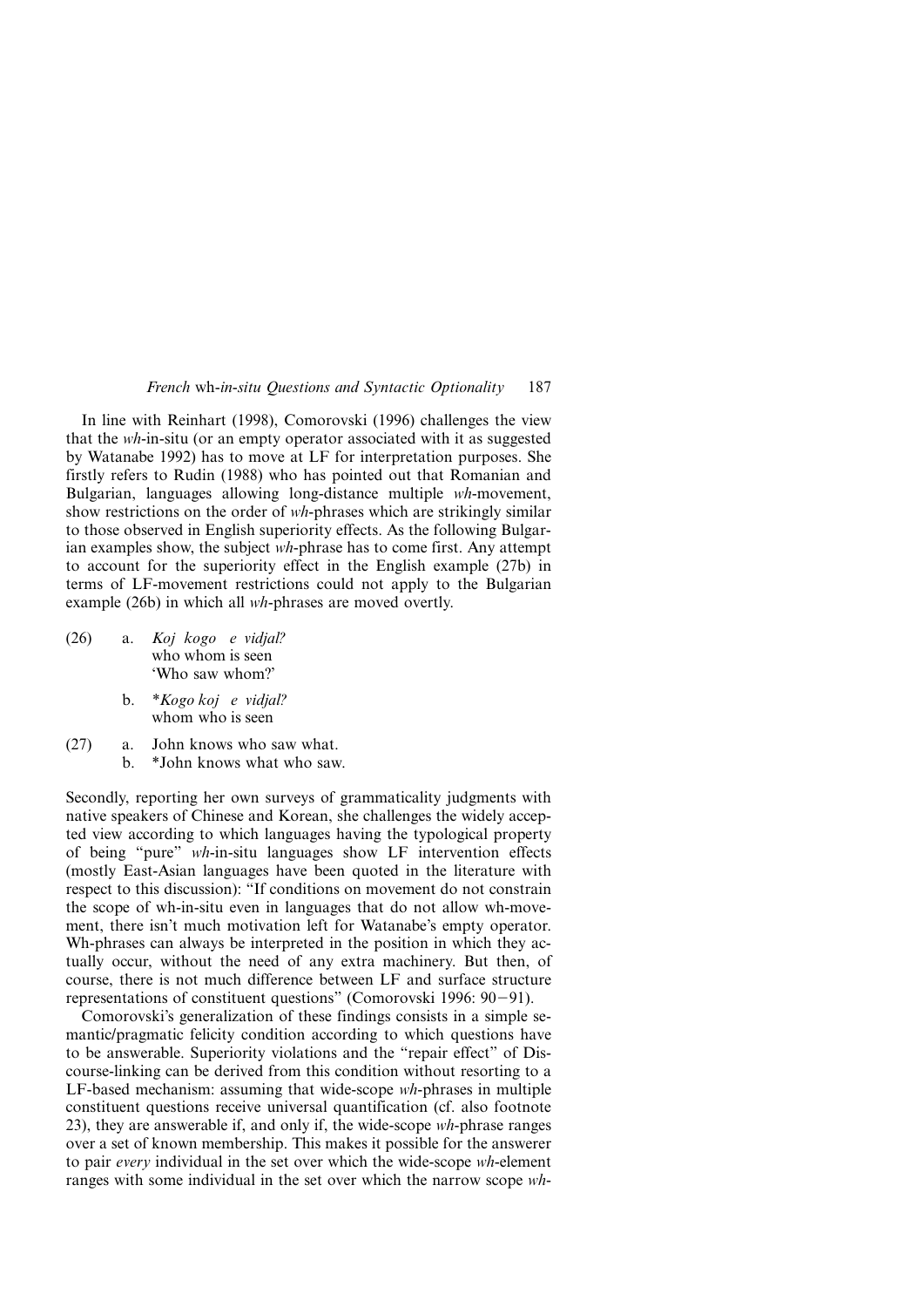In line with Reinhart (1998), Comorovski (1996) challenges the view that the *wh*-in-situ (or an empty operator associated with it as suggested by Watanabe 1992) has to move at LF for interpretation purposes. She firstly refers to Rudin (1988) who has pointed out that Romanian and Bulgarian, languages allowing long-distance multiple *wh*-movement, show restrictions on the order of *wh*-phrases which are strikingly similar to those observed in English superiority effects. As the following Bulgarian examples show, the subject *wh*-phrase has to come first. Any attempt to account for the superiority effect in the English example (27b) in terms of LF-movement restrictions could not apply to the Bulgarian example (26b) in which all *wh*-phrases are moved overtly.

(26) a. *Koj kogo e vidjal?*
who whom is seen
'Who saw whom?'

b. **Kogo koj e vidjal?*
whom who is seen

(27) a. John knows who saw what.

b. *John knows what who saw.

Secondly, reporting her own surveys of grammaticality judgments with native speakers of Chinese and Korean, she challenges the widely accepted view according to which languages having the typological property of being "pure" *wh*-in-situ languages show LF intervention effects (mostly East-Asian languages have been quoted in the literature with respect to this discussion): "If conditions on movement do not constrain the scope of wh-in-situ even in languages that do not allow wh-movement, there isn't much motivation left for Watanabe's empty operator. Wh-phrases can always be interpreted in the position in which they actually occur, without the need of any extra machinery. But then, of course, there is not much difference between LF and surface structure representations of constituent questions" (Comorovski 1996: 90–91).

Comorovski's generalization of these findings consists in a simple semantic/pragmatic felicity condition according to which questions have to be answerable. Superiority violations and the "repair effect" of Discourse-linking can be derived from this condition without resorting to a LF-based mechanism: assuming that wide-scope *wh*-phrases in multiple constituent questions receive universal quantification (cf. also footnote 23), they are answerable if, and only if, the wide-scope *wh*-phrase ranges over a set of known membership. This makes it possible for the answerer to pair *every* individual in the set over which the wide-scope *wh*-element ranges with some individual in the set over which the narrow scope *wh*-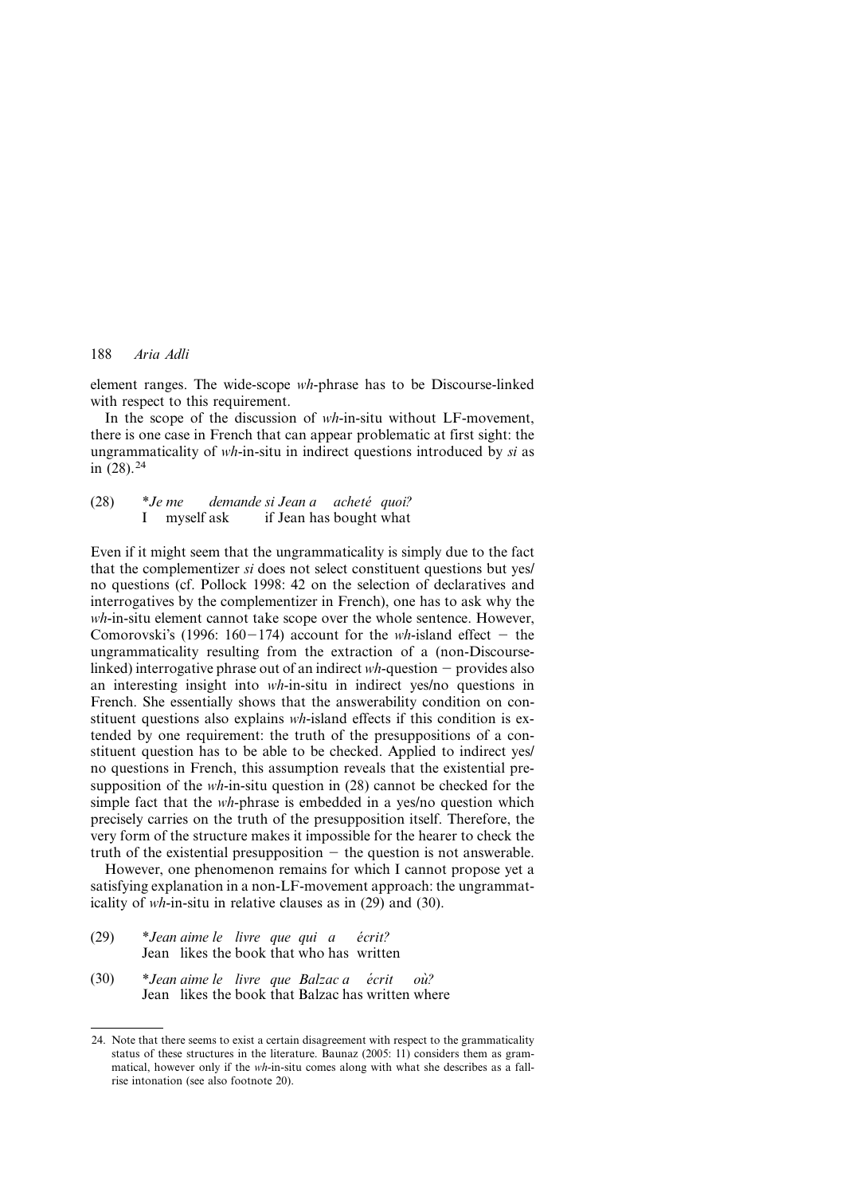element ranges. The wide-scope *wh*-phrase has to be Discourse-linked with respect to this requirement.

In the scope of the discussion of *wh*-in-situ without LF-movement, there is one case in French that can appear problematic at first sight: the ungrammaticality of *wh*-in-situ in indirect questions introduced by *si* as in (28).[24]

(28) *\*Je me demande si Jean a acheté quoi?*
I myself ask if Jean has bought what

Even if it might seem that the ungrammaticality is simply due to the fact that the complementizer *si* does not select constituent questions but yes/no questions (cf. Pollock 1998: 42 on the selection of declaratives and interrogatives by the complementizer in French), one has to ask why the *wh*-in-situ element cannot take scope over the whole sentence. However, Comorovski's (1996: 160–174) account for the *wh*-island effect – the ungrammaticality resulting from the extraction of a (non-Discourse-linked) interrogative phrase out of an indirect *wh*-question – provides also an interesting insight into *wh*-in-situ in indirect yes/no questions in French. She essentially shows that the answerability condition on constituent questions also explains *wh*-island effects if this condition is extended by one requirement: the truth of the presuppositions of a constituent question has to be able to be checked. Applied to indirect yes/no questions in French, this assumption reveals that the existential presupposition of the *wh*-in-situ question in (28) cannot be checked for the simple fact that the *wh*-phrase is embedded in a yes/no question which precisely carries on the truth of the presupposition itself. Therefore, the very form of the structure makes it impossible for the hearer to check the truth of the existential presupposition – the question is not answerable.

However, one phenomenon remains for which I cannot propose yet a satisfying explanation in a non-LF-movement approach: the ungrammaticality of *wh*-in-situ in relative clauses as in (29) and (30).

(29) *\*Jean aime le livre que qui a écrit?*
Jean likes the book that who has written

(30) *\*Jean aime le livre que Balzac a écrit où?*
Jean likes the book that Balzac has written where

---

24. Note that there seems to exist a certain disagreement with respect to the grammaticality status of these structures in the literature. Baunaz (2005: 11) considers them as grammatical, however only if the *wh*-in-situ comes along with what she describes as a fall-rise intonation (see also footnote 20).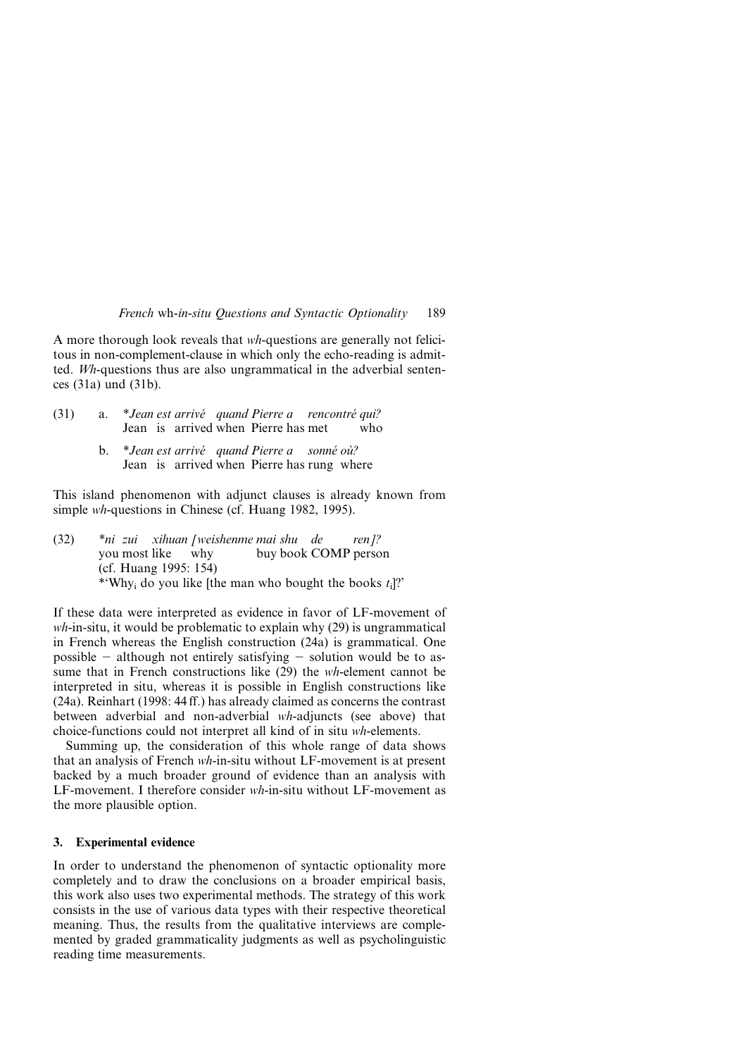A more thorough look reveals that *wh*-questions are generally not felicitous in non-complement-clause in which only the echo-reading is admitted. *Wh*-questions thus are also ungrammatical in the adverbial sentences (31a) und (31b).

(31) a. *\*Jean est arrivé quand Pierre a rencontré qui?*
Jean is arrived when Pierre has met who

b. *\*Jean est arrivé quand Pierre a sonné où?*
Jean is arrived when Pierre has rung where

This island phenomenon with adjunct clauses is already known from simple *wh*-questions in Chinese (cf. Huang 1982, 1995).

(32) *\*ni zui xihuan [weishenme mai shu de ren]?*
you most like why buy book COMP person
(cf. Huang 1995: 154)
\*'Why$_i$ do you like [the man who bought the books $t_i$]?'

If these data were interpreted as evidence in favor of LF-movement of *wh*-in-situ, it would be problematic to explain why (29) is ungrammatical in French whereas the English construction (24a) is grammatical. One possible – although not entirely satisfying – solution would be to assume that in French constructions like (29) the *wh*-element cannot be interpreted in situ, whereas it is possible in English constructions like (24a). Reinhart (1998: 44 ff.) has already claimed as concerns the contrast between adverbial and non-adverbial *wh*-adjuncts (see above) that choice-functions could not interpret all kind of in situ *wh*-elements.

Summing up, the consideration of this whole range of data shows that an analysis of French *wh*-in-situ without LF-movement is at present backed by a much broader ground of evidence than an analysis with LF-movement. I therefore consider *wh*-in-situ without LF-movement as the more plausible option.

## 3. Experimental evidence

In order to understand the phenomenon of syntactic optionality more completely and to draw the conclusions on a broader empirical basis, this work also uses two experimental methods. The strategy of this work consists in the use of various data types with their respective theoretical meaning. Thus, the results from the qualitative interviews are complemented by graded grammaticality judgments as well as psycholinguistic reading time measurements.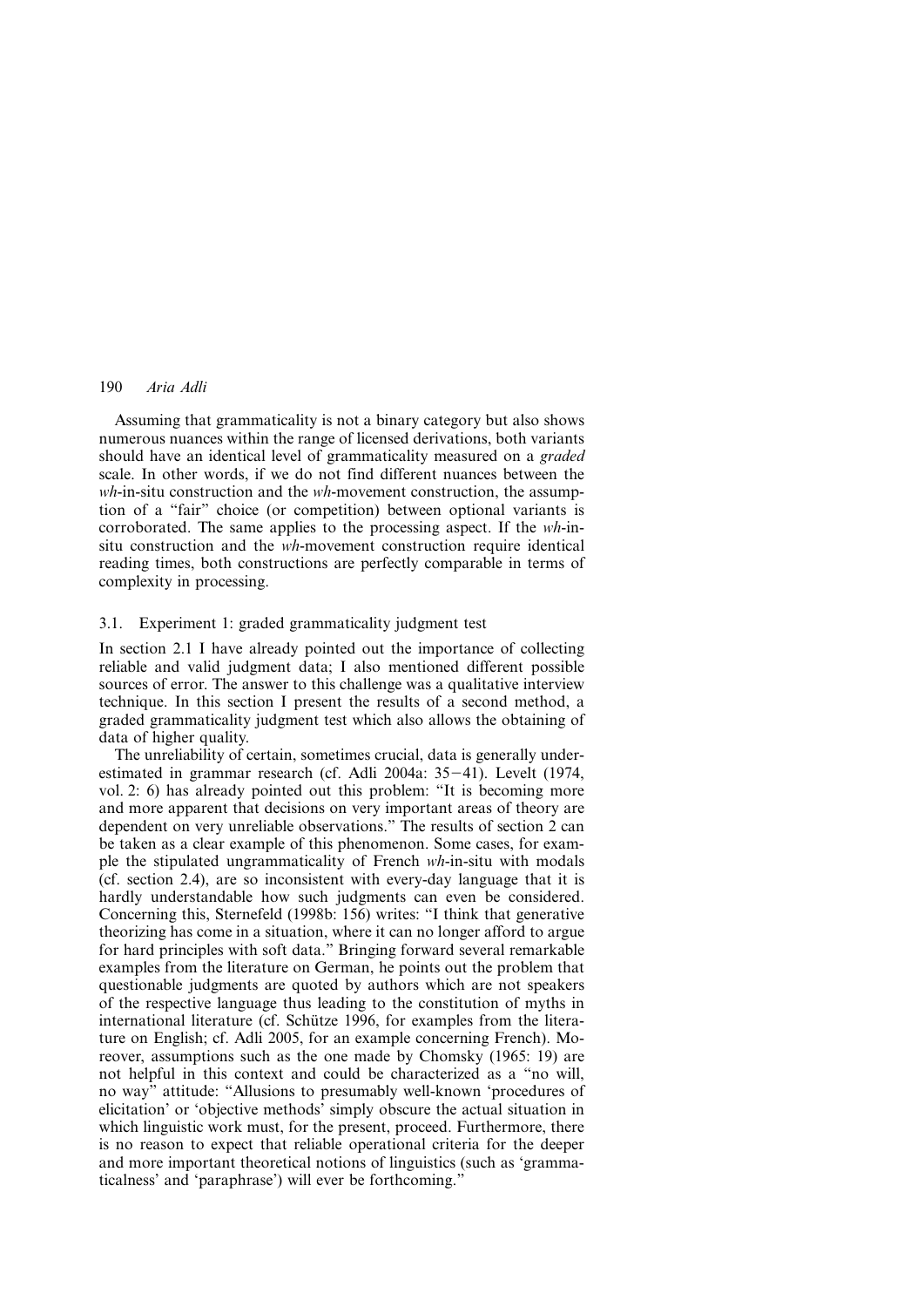Assuming that grammaticality is not a binary category but also shows numerous nuances within the range of licensed derivations, both variants should have an identical level of grammaticality measured on a *graded* scale. In other words, if we do not find different nuances between the *wh*-in-situ construction and the *wh*-movement construction, the assumption of a "fair" choice (or competition) between optional variants is corroborated. The same applies to the processing aspect. If the *wh*-in-situ construction and the *wh*-movement construction require identical reading times, both constructions are perfectly comparable in terms of complexity in processing.

### 3.1. Experiment 1: graded grammaticality judgment test

In section 2.1 I have already pointed out the importance of collecting reliable and valid judgment data; I also mentioned different possible sources of error. The answer to this challenge was a qualitative interview technique. In this section I present the results of a second method, a graded grammaticality judgment test which also allows the obtaining of data of higher quality.

The unreliability of certain, sometimes crucial, data is generally underestimated in grammar research (cf. Adli 2004a: 35–41). Levelt (1974, vol. 2: 6) has already pointed out this problem: "It is becoming more and more apparent that decisions on very important areas of theory are dependent on very unreliable observations." The results of section 2 can be taken as a clear example of this phenomenon. Some cases, for example the stipulated ungrammaticality of French *wh*-in-situ with modals (cf. section 2.4), are so inconsistent with every-day language that it is hardly understandable how such judgments can even be considered. Concerning this, Sternefeld (1998b: 156) writes: "I think that generative theorizing has come in a situation, where it can no longer afford to argue for hard principles with soft data." Bringing forward several remarkable examples from the literature on German, he points out the problem that questionable judgments are quoted by authors which are not speakers of the respective language thus leading to the constitution of myths in international literature (cf. Schütze 1996, for examples from the literature on English; cf. Adli 2005, for an example concerning French). Moreover, assumptions such as the one made by Chomsky (1965: 19) are not helpful in this context and could be characterized as a "no will, no way" attitude: "Allusions to presumably well-known 'procedures of elicitation' or 'objective methods' simply obscure the actual situation in which linguistic work must, for the present, proceed. Furthermore, there is no reason to expect that reliable operational criteria for the deeper and more important theoretical notions of linguistics (such as 'grammaticalness' and 'paraphrase') will ever be forthcoming."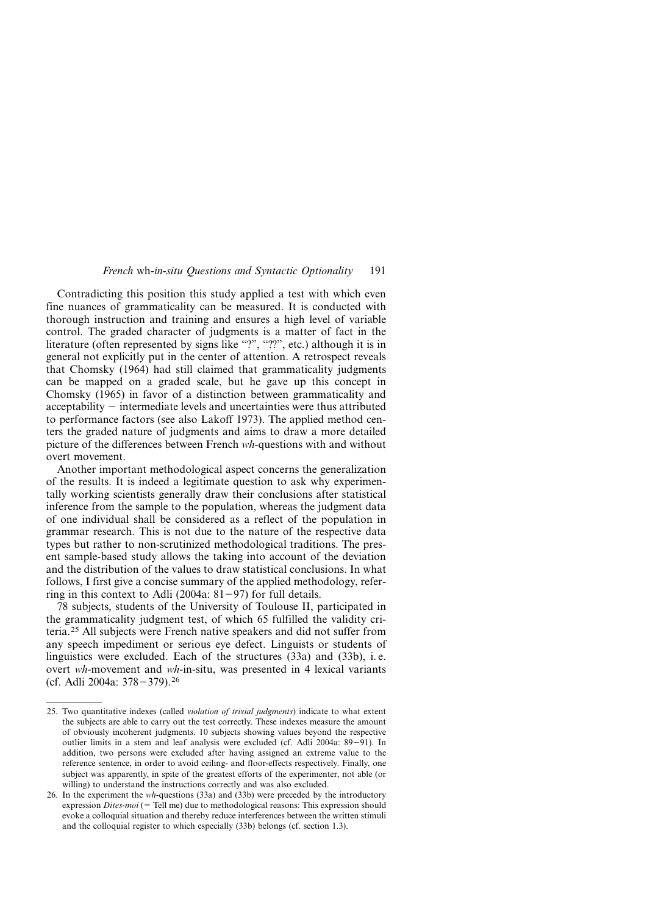Contradicting this position this study applied a test with which even fine nuances of grammaticality can be measured. It is conducted with thorough instruction and training and ensures a high level of variable control. The graded character of judgments is a matter of fact in the literature (often represented by signs like "?", "??", etc.) although it is in general not explicitly put in the center of attention. A retrospect reveals that Chomsky (1964) had still claimed that grammaticality judgments can be mapped on a graded scale, but he gave up this concept in Chomsky (1965) in favor of a distinction between grammaticality and acceptability – intermediate levels and uncertainties were thus attributed to performance factors (see also Lakoff 1973). The applied method centers the graded nature of judgments and aims to draw a more detailed picture of the differences between French *wh*-questions with and without overt movement.

Another important methodological aspect concerns the generalization of the results. It is indeed a legitimate question to ask why experimentally working scientists generally draw their conclusions after statistical inference from the sample to the population, whereas the judgment data of one individual shall be considered as a reflect of the population in grammar research. This is not due to the nature of the respective data types but rather to non-scrutinized methodological traditions. The present sample-based study allows the taking into account of the deviation and the distribution of the values to draw statistical conclusions. In what follows, I first give a concise summary of the applied methodology, referring in this context to Adli (2004a: 81–97) for full details.

78 subjects, students of the University of Toulouse II, participated in the grammaticality judgment test, of which 65 fulfilled the validity criteria.[25] All subjects were French native speakers and did not suffer from any speech impediment or serious eye defect. Linguists or students of linguistics were excluded. Each of the structures (33a) and (33b), i. e. overt *wh*-movement and *wh*-in-situ, was presented in 4 lexical variants (cf. Adli 2004a: 378–379).[26]

---

25. Two quantitative indexes (called *violation of trivial judgments*) indicate to what extent the subjects are able to carry out the test correctly. These indexes measure the amount of obviously incoherent judgments. 10 subjects showing values beyond the respective outlier limits in a stem and leaf analysis were excluded (cf. Adli 2004a: 89–91). In addition, two persons were excluded after having assigned an extreme value to the reference sentence, in order to avoid ceiling- and floor-effects respectively. Finally, one subject was apparently, in spite of the greatest efforts of the experimenter, not able (or willing) to understand the instructions correctly and was also excluded.

26. In the experiment the *wh*-questions (33a) and (33b) were preceded by the introductory expression *Dites-moi* (= Tell me) due to methodological reasons: This expression should evoke a colloquial situation and thereby reduce interferences between the written stimuli and the colloquial register to which especially (33b) belongs (cf. section 1.3).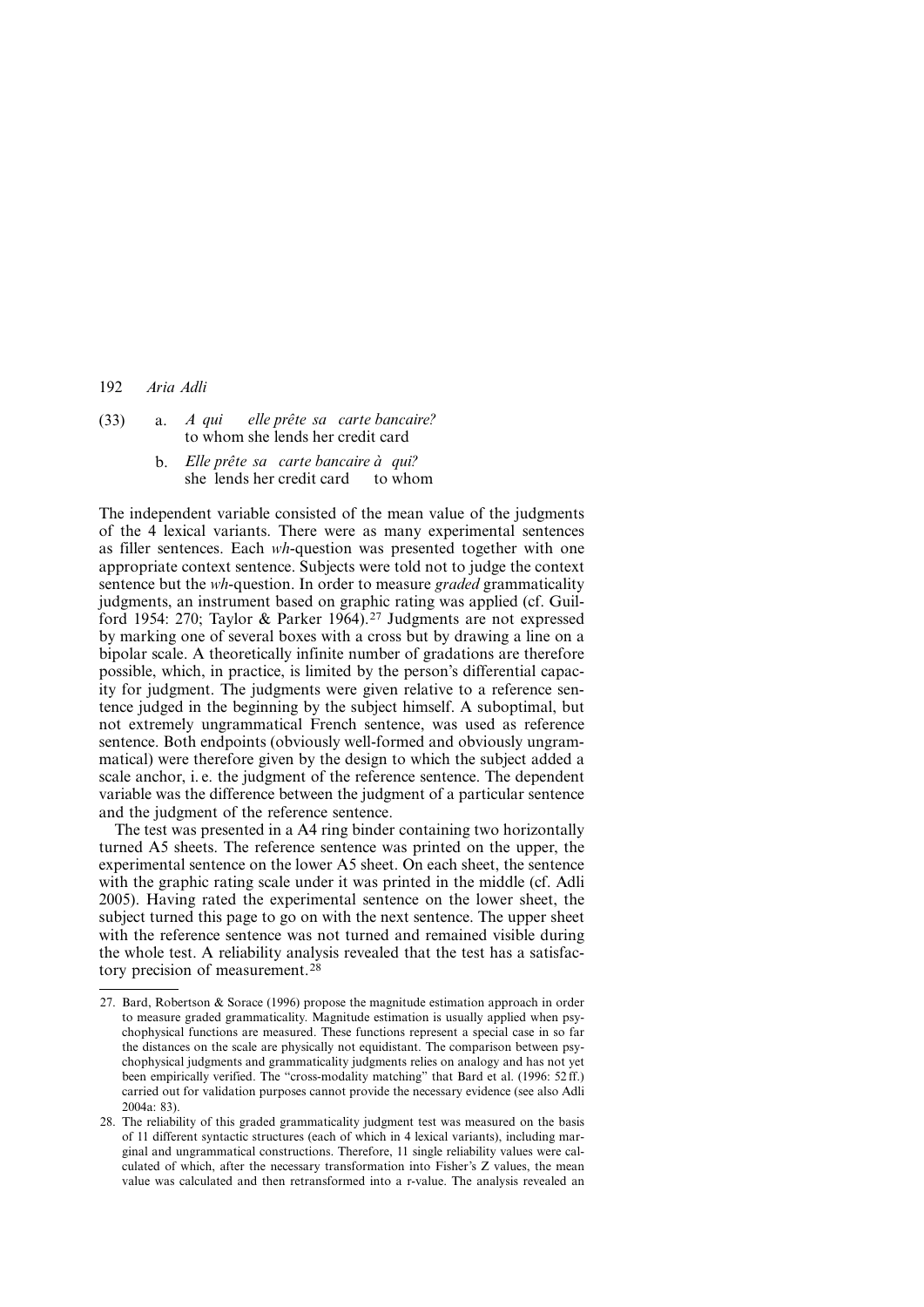(33) a. *A qui elle prête sa carte bancaire?*
to whom she lends her credit card

b. *Elle prête sa carte bancaire à qui?*
she lends her credit card to whom

The independent variable consisted of the mean value of the judgments of the 4 lexical variants. There were as many experimental sentences as filler sentences. Each *wh*-question was presented together with one appropriate context sentence. Subjects were told not to judge the context sentence but the *wh*-question. In order to measure *graded* grammaticality judgments, an instrument based on graphic rating was applied (cf. Guilford 1954: 270; Taylor & Parker 1964).[27] Judgments are not expressed by marking one of several boxes with a cross but by drawing a line on a bipolar scale. A theoretically infinite number of gradations are therefore possible, which, in practice, is limited by the person's differential capacity for judgment. The judgments were given relative to a reference sentence judged in the beginning by the subject himself. A suboptimal, but not extremely ungrammatical French sentence, was used as reference sentence. Both endpoints (obviously well-formed and obviously ungrammatical) were therefore given by the design to which the subject added a scale anchor, i. e. the judgment of the reference sentence. The dependent variable was the difference between the judgment of a particular sentence and the judgment of the reference sentence.

The test was presented in a A4 ring binder containing two horizontally turned A5 sheets. The reference sentence was printed on the upper, the experimental sentence on the lower A5 sheet. On each sheet, the sentence with the graphic rating scale under it was printed in the middle (cf. Adli 2005). Having rated the experimental sentence on the lower sheet, the subject turned this page to go on with the next sentence. The upper sheet with the reference sentence was not turned and remained visible during the whole test. A reliability analysis revealed that the test has a satisfactory precision of measurement.[28]

---

27. Bard, Robertson & Sorace (1996) propose the magnitude estimation approach in order to measure graded grammaticality. Magnitude estimation is usually applied when psychophysical functions are measured. These functions represent a special case in so far the distances on the scale are physically not equidistant. The comparison between psychophysical judgments and grammaticality judgments relies on analogy and has not yet been empirically verified. The "cross-modality matching" that Bard et al. (1996: 52 ff.) carried out for validation purposes cannot provide the necessary evidence (see also Adli 2004a: 83).

28. The reliability of this graded grammaticality judgment test was measured on the basis of 11 different syntactic structures (each of which in 4 lexical variants), including marginal and ungrammatical constructions. Therefore, 11 single reliability values were calculated of which, after the necessary transformation into Fisher's Z values, the mean value was calculated and then retransformed into a r-value. The analysis revealed an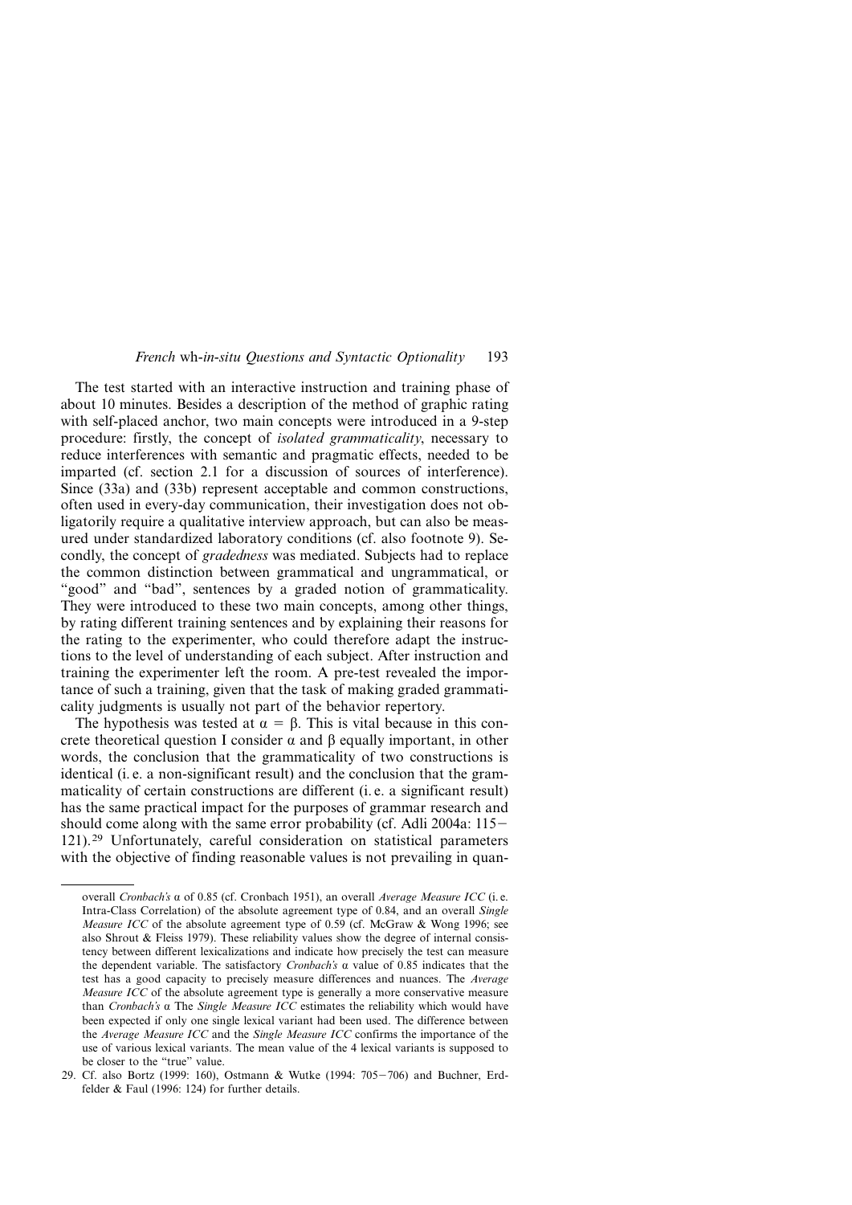The test started with an interactive instruction and training phase of about 10 minutes. Besides a description of the method of graphic rating with self-placed anchor, two main concepts were introduced in a 9-step procedure: firstly, the concept of *isolated grammaticality*, necessary to reduce interferences with semantic and pragmatic effects, needed to be imparted (cf. section 2.1 for a discussion of sources of interference). Since (33a) and (33b) represent acceptable and common constructions, often used in every-day communication, their investigation does not obligatorily require a qualitative interview approach, but can also be measured under standardized laboratory conditions (cf. also footnote 9). Secondly, the concept of *gradedness* was mediated. Subjects had to replace the common distinction between grammatical and ungrammatical, or "good" and "bad", sentences by a graded notion of grammaticality. They were introduced to these two main concepts, among other things, by rating different training sentences and by explaining their reasons for the rating to the experimenter, who could therefore adapt the instructions to the level of understanding of each subject. After instruction and training the experimenter left the room. A pre-test revealed the importance of such a training, given that the task of making graded grammaticality judgments is usually not part of the behavior repertory.

The hypothesis was tested at $\alpha = \beta$. This is vital because in this concrete theoretical question I consider $\alpha$ and $\beta$ equally important, in other words, the conclusion that the grammaticality of two constructions is identical (i. e. a non-significant result) and the conclusion that the grammaticality of certain constructions are different (i. e. a significant result) has the same practical impact for the purposes of grammar research and should come along with the same error probability (cf. Adli 2004a: 115–121).[29] Unfortunately, careful consideration on statistical parameters with the objective of finding reasonable values is not prevailing in quan-

---

overall *Cronbach's* $\alpha$ of 0.85 (cf. Cronbach 1951), an overall *Average Measure ICC* (i. e. Intra-Class Correlation) of the absolute agreement type of 0.84, and an overall *Single Measure ICC* of the absolute agreement type of 0.59 (cf. McGraw & Wong 1996; see also Shrout & Fleiss 1979). These reliability values show the degree of internal consistency between different lexicalizations and indicate how precisely the test can measure the dependent variable. The satisfactory *Cronbach's* $\alpha$ value of 0.85 indicates that the test has a good capacity to precisely measure differences and nuances. The *Average Measure ICC* of the absolute agreement type is generally a more conservative measure than *Cronbach's* $\alpha$ The *Single Measure ICC* estimates the reliability which would have been expected if only one single lexical variant had been used. The difference between the *Average Measure ICC* and the *Single Measure ICC* confirms the importance of the use of various lexical variants. The mean value of the 4 lexical variants is supposed to be closer to the "true" value.

29. Cf. also Bortz (1999: 160), Ostmann & Wutke (1994: 705–706) and Buchner, Erdfelder & Faul (1996: 124) for further details.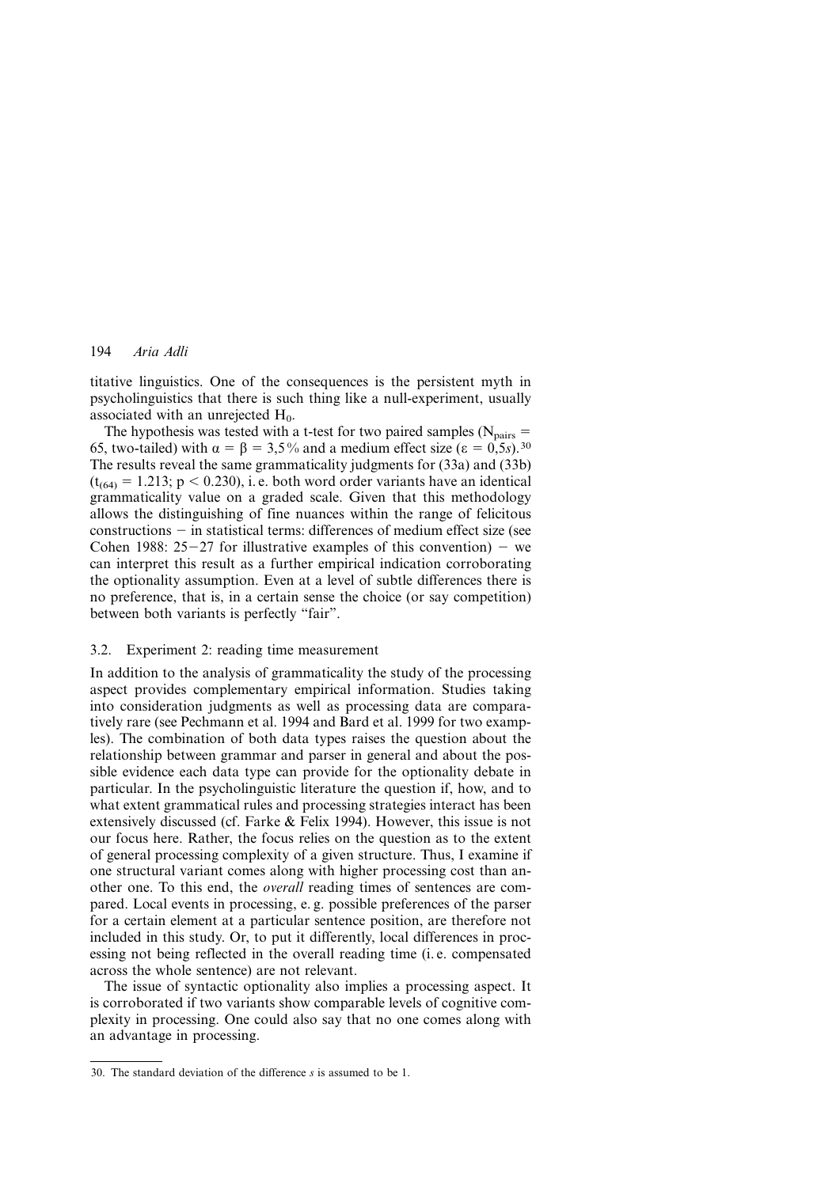titative linguistics. One of the consequences is the persistent myth in psycholinguistics that there is such thing like a null-experiment, usually associated with an unrejected $H_0$.

The hypothesis was tested with a t-test for two paired samples ($N_{pairs}$ = 65, two-tailed) with $\alpha = \beta = 3{,}5\%$ and a medium effect size ($\varepsilon = 0{,}5s$).[30] The results reveal the same grammaticality judgments for (33a) and (33b) ($t_{(64)} = 1.213$; $p < 0.230$), i. e. both word order variants have an identical grammaticality value on a graded scale. Given that this methodology allows the distinguishing of fine nuances within the range of felicitous constructions − in statistical terms: differences of medium effect size (see Cohen 1988: 25−27 for illustrative examples of this convention) − we can interpret this result as a further empirical indication corroborating the optionality assumption. Even at a level of subtle differences there is no preference, that is, in a certain sense the choice (or say competition) between both variants is perfectly "fair".

### 3.2. Experiment 2: reading time measurement

In addition to the analysis of grammaticality the study of the processing aspect provides complementary empirical information. Studies taking into consideration judgments as well as processing data are comparatively rare (see Pechmann et al. 1994 and Bard et al. 1999 for two examples). The combination of both data types raises the question about the relationship between grammar and parser in general and about the possible evidence each data type can provide for the optionality debate in particular. In the psycholinguistic literature the question if, how, and to what extent grammatical rules and processing strategies interact has been extensively discussed (cf. Farke & Felix 1994). However, this issue is not our focus here. Rather, the focus relies on the question as to the extent of general processing complexity of a given structure. Thus, I examine if one structural variant comes along with higher processing cost than another one. To this end, the *overall* reading times of sentences are compared. Local events in processing, e. g. possible preferences of the parser for a certain element at a particular sentence position, are therefore not included in this study. Or, to put it differently, local differences in processing not being reflected in the overall reading time (i. e. compensated across the whole sentence) are not relevant.

The issue of syntactic optionality also implies a processing aspect. It is corroborated if two variants show comparable levels of cognitive complexity in processing. One could also say that no one comes along with an advantage in processing.

30. The standard deviation of the difference *s* is assumed to be 1.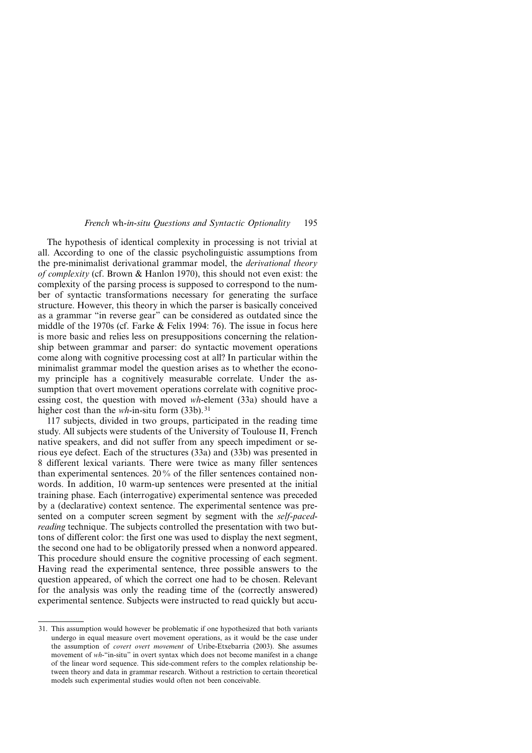The hypothesis of identical complexity in processing is not trivial at all. According to one of the classic psycholinguistic assumptions from the pre-minimalist derivational grammar model, the *derivational theory of complexity* (cf. Brown & Hanlon 1970), this should not even exist: the complexity of the parsing process is supposed to correspond to the number of syntactic transformations necessary for generating the surface structure. However, this theory in which the parser is basically conceived as a grammar "in reverse gear" can be considered as outdated since the middle of the 1970s (cf. Farke & Felix 1994: 76). The issue in focus here is more basic and relies less on presuppositions concerning the relationship between grammar and parser: do syntactic movement operations come along with cognitive processing cost at all? In particular within the minimalist grammar model the question arises as to whether the economy principle has a cognitively measurable correlate. Under the assumption that overt movement operations correlate with cognitive processing cost, the question with moved *wh*-element (33a) should have a higher cost than the *wh*-in-situ form (33b).[31]

117 subjects, divided in two groups, participated in the reading time study. All subjects were students of the University of Toulouse II, French native speakers, and did not suffer from any speech impediment or serious eye defect. Each of the structures (33a) and (33b) was presented in 8 different lexical variants. There were twice as many filler sentences than experimental sentences. 20 % of the filler sentences contained nonwords. In addition, 10 warm-up sentences were presented at the initial training phase. Each (interrogative) experimental sentence was preceded by a (declarative) context sentence. The experimental sentence was presented on a computer screen segment by segment with the *self-paced-reading* technique. The subjects controlled the presentation with two buttons of different color: the first one was used to display the next segment, the second one had to be obligatorily pressed when a nonword appeared. This procedure should ensure the cognitive processing of each segment. Having read the experimental sentence, three possible answers to the question appeared, of which the correct one had to be chosen. Relevant for the analysis was only the reading time of the (correctly answered) experimental sentence. Subjects were instructed to read quickly but accu-

---

31. This assumption would however be problematic if one hypothesized that both variants undergo in equal measure overt movement operations, as it would be the case under the assumption of *covert overt movement* of Uribe-Etxebarria (2003). She assumes movement of *wh*-"in-situ" in overt syntax which does not become manifest in a change of the linear word sequence. This side-comment refers to the complex relationship between theory and data in grammar research. Without a restriction to certain theoretical models such experimental studies would often not been conceivable.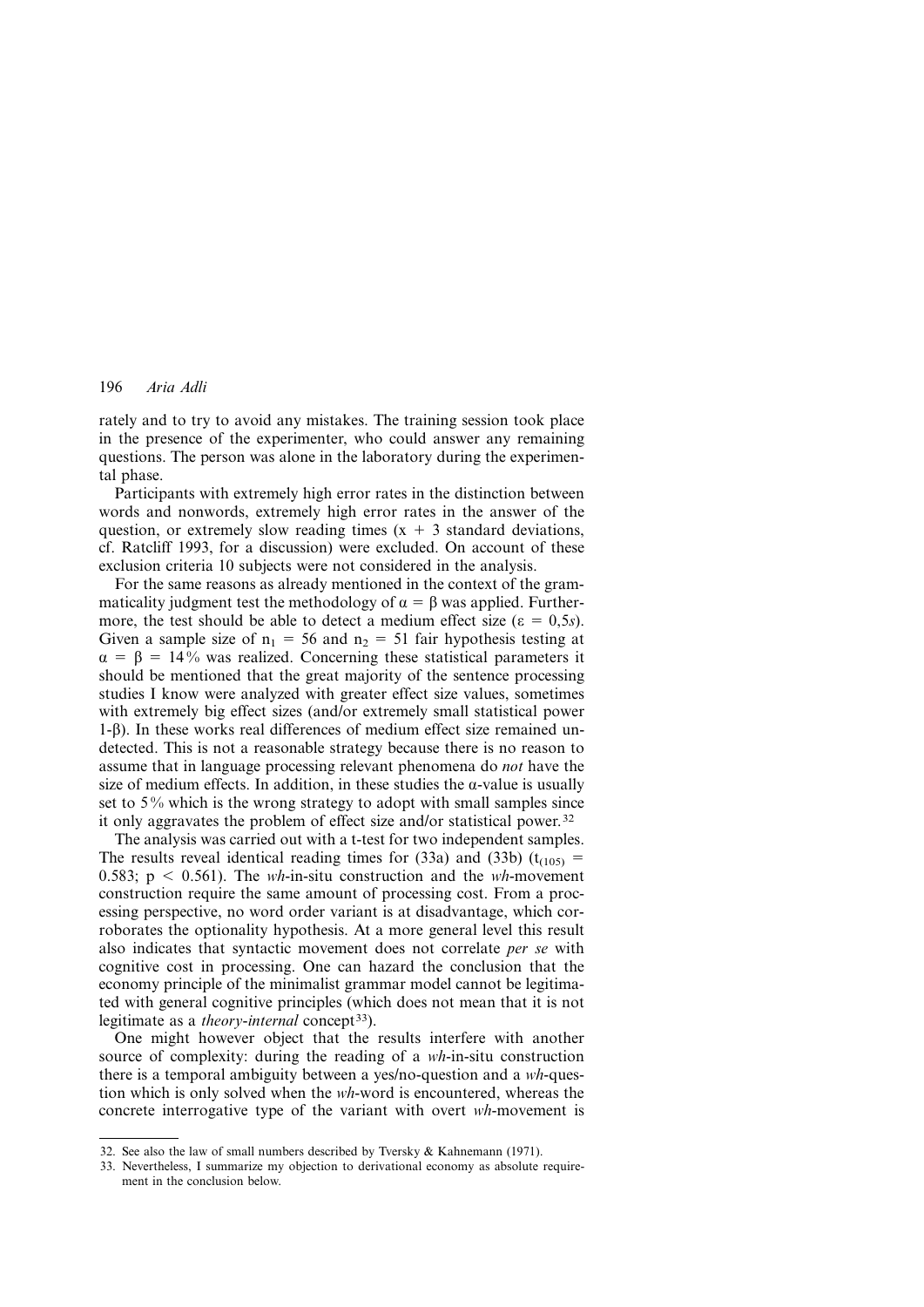rately and to try to avoid any mistakes. The training session took place in the presence of the experimenter, who could answer any remaining questions. The person was alone in the laboratory during the experimental phase.

Participants with extremely high error rates in the distinction between words and nonwords, extremely high error rates in the answer of the question, or extremely slow reading times ($x + 3$ standard deviations, cf. Ratcliff 1993, for a discussion) were excluded. On account of these exclusion criteria 10 subjects were not considered in the analysis.

For the same reasons as already mentioned in the context of the grammaticality judgment test the methodology of $\alpha = \beta$ was applied. Furthermore, the test should be able to detect a medium effect size ($\varepsilon = 0{,}5s$). Given a sample size of $n_1 = 56$ and $n_2 = 51$ fair hypothesis testing at $\alpha = \beta = 14\%$ was realized. Concerning these statistical parameters it should be mentioned that the great majority of the sentence processing studies I know were analyzed with greater effect size values, sometimes with extremely big effect sizes (and/or extremely small statistical power $1\text{-}\beta$). In these works real differences of medium effect size remained undetected. This is not a reasonable strategy because there is no reason to assume that in language processing relevant phenomena do *not* have the size of medium effects. In addition, in these studies the $\alpha$-value is usually set to 5% which is the wrong strategy to adopt with small samples since it only aggravates the problem of effect size and/or statistical power.[32]

The analysis was carried out with a t-test for two independent samples. The results reveal identical reading times for (33a) and (33b) ($t_{(105)} = 0.583$; $p < 0.561$). The *wh*-in-situ construction and the *wh*-movement construction require the same amount of processing cost. From a processing perspective, no word order variant is at disadvantage, which corroborates the optionality hypothesis. At a more general level this result also indicates that syntactic movement does not correlate *per se* with cognitive cost in processing. One can hazard the conclusion that the economy principle of the minimalist grammar model cannot be legitimated with general cognitive principles (which does not mean that it is not legitimate as a *theory-internal* concept[33]).

One might however object that the results interfere with another source of complexity: during the reading of a *wh*-in-situ construction there is a temporal ambiguity between a yes/no-question and a *wh*-question which is only solved when the *wh*-word is encountered, whereas the concrete interrogative type of the variant with overt *wh*-movement is

32. See also the law of small numbers described by Tversky & Kahnemann (1971).

33. Nevertheless, I summarize my objection to derivational economy as absolute requirement in the conclusion below.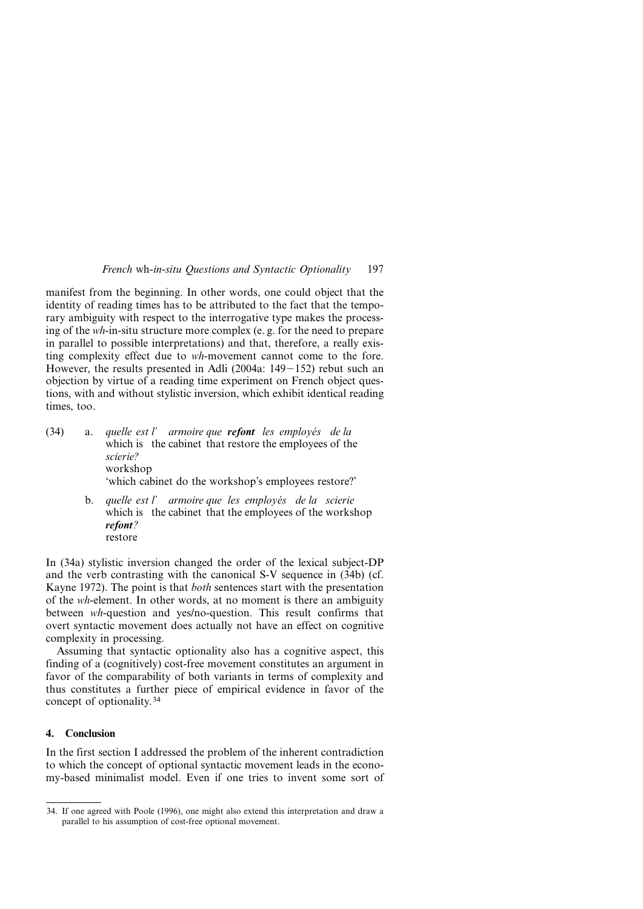manifest from the beginning. In other words, one could object that the identity of reading times has to be attributed to the fact that the temporary ambiguity with respect to the interrogative type makes the processing of the *wh*-in-situ structure more complex (e. g. for the need to prepare in parallel to possible interpretations) and that, therefore, a really existing complexity effect due to *wh*-movement cannot come to the fore. However, the results presented in Adli (2004a: 149−152) rebut such an objection by virtue of a reading time experiment on French object questions, with and without stylistic inversion, which exhibit identical reading times, too.

(34) a. *quelle est l' armoire que* ***refont*** *les employés de la scierie?*
which is the cabinet that restore the employees of the workshop
'which cabinet do the workshop's employees restore?'

b. *quelle est l' armoire que les employés de la scierie* ***refont****?*
which is the cabinet that the employees of the workshop restore

In (34a) stylistic inversion changed the order of the lexical subject-DP and the verb contrasting with the canonical S-V sequence in (34b) (cf. Kayne 1972). The point is that *both* sentences start with the presentation of the *wh*-element. In other words, at no moment is there an ambiguity between *wh*-question and yes/no-question. This result confirms that overt syntactic movement does actually not have an effect on cognitive complexity in processing.

Assuming that syntactic optionality also has a cognitive aspect, this finding of a (cognitively) cost-free movement constitutes an argument in favor of the comparability of both variants in terms of complexity and thus constitutes a further piece of empirical evidence in favor of the concept of optionality.[34]

## 4. Conclusion

In the first section I addressed the problem of the inherent contradiction to which the concept of optional syntactic movement leads in the economy-based minimalist model. Even if one tries to invent some sort of

---

34. If one agreed with Poole (1996), one might also extend this interpretation and draw a parallel to his assumption of cost-free optional movement.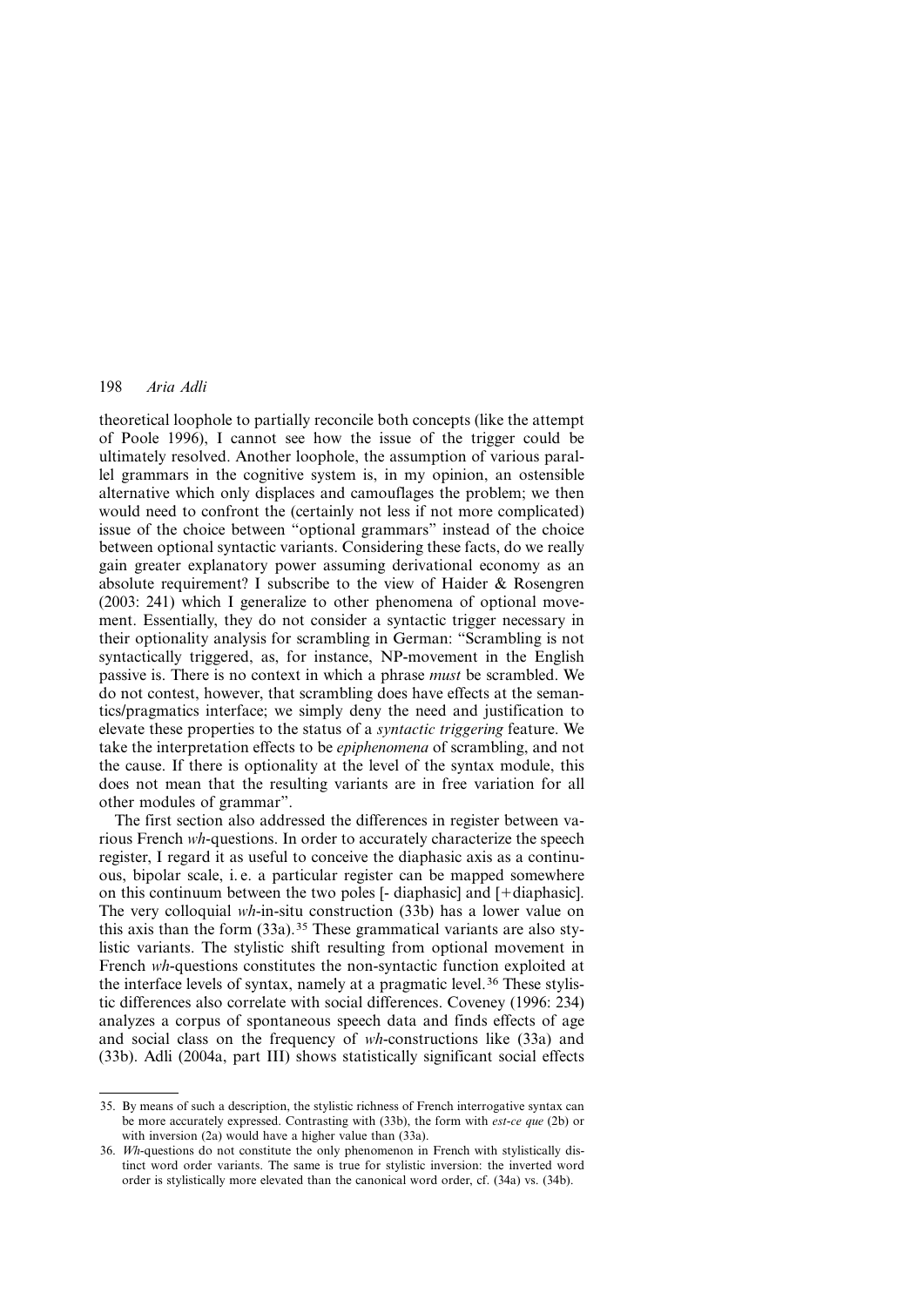theoretical loophole to partially reconcile both concepts (like the attempt of Poole 1996), I cannot see how the issue of the trigger could be ultimately resolved. Another loophole, the assumption of various parallel grammars in the cognitive system is, in my opinion, an ostensible alternative which only displaces and camouflages the problem; we then would need to confront the (certainly not less if not more complicated) issue of the choice between "optional grammars" instead of the choice between optional syntactic variants. Considering these facts, do we really gain greater explanatory power assuming derivational economy as an absolute requirement? I subscribe to the view of Haider & Rosengren (2003: 241) which I generalize to other phenomena of optional movement. Essentially, they do not consider a syntactic trigger necessary in their optionality analysis for scrambling in German: "Scrambling is not syntactically triggered, as, for instance, NP-movement in the English passive is. There is no context in which a phrase *must* be scrambled. We do not contest, however, that scrambling does have effects at the semantics/pragmatics interface; we simply deny the need and justification to elevate these properties to the status of a *syntactic triggering* feature. We take the interpretation effects to be *epiphenomena* of scrambling, and not the cause. If there is optionality at the level of the syntax module, this does not mean that the resulting variants are in free variation for all other modules of grammar".

The first section also addressed the differences in register between various French *wh*-questions. In order to accurately characterize the speech register, I regard it as useful to conceive the diaphasic axis as a continuous, bipolar scale, i. e. a particular register can be mapped somewhere on this continuum between the two poles [- diaphasic] and [+diaphasic]. The very colloquial *wh*-in-situ construction (33b) has a lower value on this axis than the form (33a).[35] These grammatical variants are also stylistic variants. The stylistic shift resulting from optional movement in French *wh*-questions constitutes the non-syntactic function exploited at the interface levels of syntax, namely at a pragmatic level.[36] These stylistic differences also correlate with social differences. Coveney (1996: 234) analyzes a corpus of spontaneous speech data and finds effects of age and social class on the frequency of *wh*-constructions like (33a) and (33b). Adli (2004a, part III) shows statistically significant social effects

35. By means of such a description, the stylistic richness of French interrogative syntax can be more accurately expressed. Contrasting with (33b), the form with *est-ce que* (2b) or with inversion (2a) would have a higher value than (33a).

36. *Wh*-questions do not constitute the only phenomenon in French with stylistically distinct word order variants. The same is true for stylistic inversion: the inverted word order is stylistically more elevated than the canonical word order, cf. (34a) vs. (34b).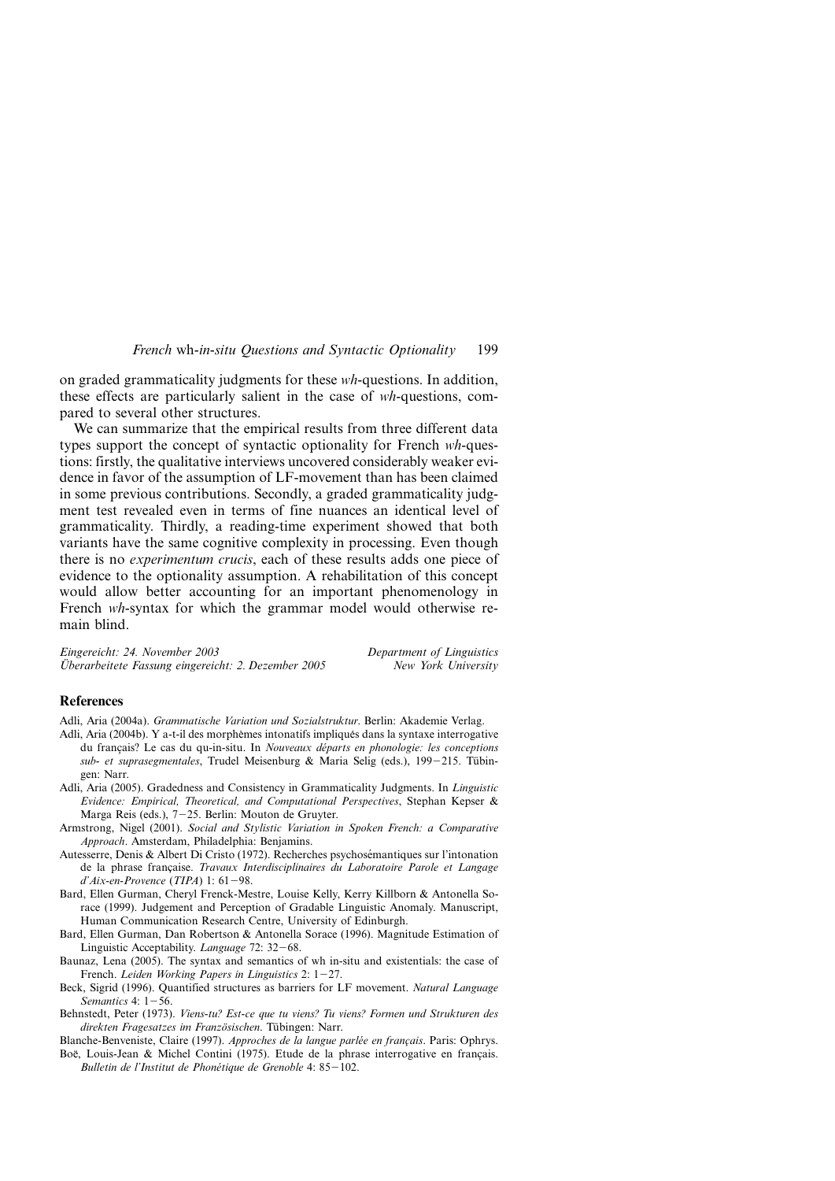on graded grammaticality judgments for these *wh*-questions. In addition, these effects are particularly salient in the case of *wh*-questions, compared to several other structures.

We can summarize that the empirical results from three different data types support the concept of syntactic optionality for French *wh*-questions: firstly, the qualitative interviews uncovered considerably weaker evidence in favor of the assumption of LF-movement than has been claimed in some previous contributions. Secondly, a graded grammaticality judgment test revealed even in terms of fine nuances an identical level of grammaticality. Thirdly, a reading-time experiment showed that both variants have the same cognitive complexity in processing. Even though there is no *experimentum crucis*, each of these results adds one piece of evidence to the optionality assumption. A rehabilitation of this concept would allow better accounting for an important phenomenology in French *wh*-syntax for which the grammar model would otherwise remain blind.

*Eingereicht: 24. November 2003* — *Department of Linguistics*
*Überarbeitete Fassung eingereicht: 2. Dezember 2005* — *New York University*

## References

Adli, Aria (2004a). *Grammatische Variation und Sozialstruktur*. Berlin: Akademie Verlag.

Adli, Aria (2004b). Y a-t-il des morphèmes intonatifs impliqués dans la syntaxe interrogative du français? Le cas du qu-in-situ. In *Nouveaux départs en phonologie: les conceptions sub- et suprasegmentales*, Trudel Meisenburg & Maria Selig (eds.), 199–215. Tübingen: Narr.

Adli, Aria (2005). Gradedness and Consistency in Grammaticality Judgments. In *Linguistic Evidence: Empirical, Theoretical, and Computational Perspectives*, Stephan Kepser & Marga Reis (eds.), 7–25. Berlin: Mouton de Gruyter.

Armstrong, Nigel (2001). *Social and Stylistic Variation in Spoken French: a Comparative Approach*. Amsterdam, Philadelphia: Benjamins.

Autesserre, Denis & Albert Di Cristo (1972). Recherches psychosémantiques sur l'intonation de la phrase française. *Travaux Interdisciplinaires du Laboratoire Parole et Langage d'Aix-en-Provence* (*TIPA*) 1: 61–98.

Bard, Ellen Gurman, Cheryl Frenck-Mestre, Louise Kelly, Kerry Killborn & Antonella Sorace (1999). Judgement and Perception of Gradable Linguistic Anomaly. Manuscript, Human Communication Research Centre, University of Edinburgh.

Bard, Ellen Gurman, Dan Robertson & Antonella Sorace (1996). Magnitude Estimation of Linguistic Acceptability. *Language* 72: 32–68.

Baunaz, Lena (2005). The syntax and semantics of wh in-situ and existentials: the case of French. *Leiden Working Papers in Linguistics* 2: 1–27.

Beck, Sigrid (1996). Quantified structures as barriers for LF movement. *Natural Language Semantics* 4: 1–56.

Behnstedt, Peter (1973). *Viens-tu? Est-ce que tu viens? Tu viens? Formen und Strukturen des direkten Fragesatzes im Französischen*. Tübingen: Narr.

Blanche-Benveniste, Claire (1997). *Approches de la langue parlée en français*. Paris: Ophrys.

Boë, Louis-Jean & Michel Contini (1975). Etude de la phrase interrogative en français. *Bulletin de l'Institut de Phonétique de Grenoble* 4: 85–102.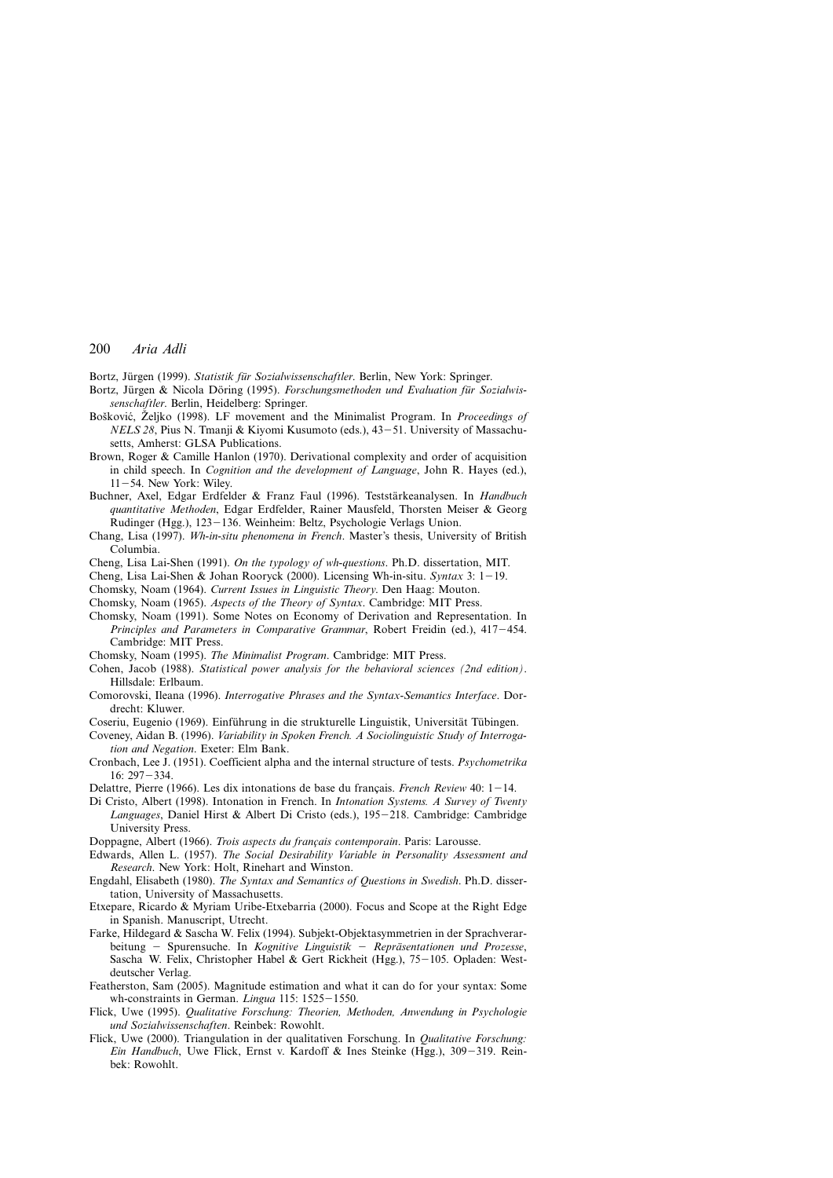Bortz, Jürgen (1999). *Statistik für Sozialwissenschaftler*. Berlin, New York: Springer.

Bortz, Jürgen & Nicola Döring (1995). *Forschungsmethoden und Evaluation für Sozialwissenschaftler*. Berlin, Heidelberg: Springer.

Bošković, Željko (1998). LF movement and the Minimalist Program. In *Proceedings of NELS 28*, Pius N. Tmanji & Kiyomi Kusumoto (eds.), 43–51. University of Massachusetts, Amherst: GLSA Publications.

Brown, Roger & Camille Hanlon (1970). Derivational complexity and order of acquisition in child speech. In *Cognition and the development of Language*, John R. Hayes (ed.), 11–54. New York: Wiley.

Buchner, Axel, Edgar Erdfelder & Franz Faul (1996). Teststärkeanalysen. In *Handbuch quantitative Methoden*, Edgar Erdfelder, Rainer Mausfeld, Thorsten Meiser & Georg Rudinger (Hgg.), 123–136. Weinheim: Beltz, Psychologie Verlags Union.

Chang, Lisa (1997). *Wh-in-situ phenomena in French*. Master's thesis, University of British Columbia.

Cheng, Lisa Lai-Shen (1991). *On the typology of wh-questions*. Ph.D. dissertation, MIT.

Cheng, Lisa Lai-Shen & Johan Rooryck (2000). Licensing Wh-in-situ. *Syntax* 3: 1–19.

Chomsky, Noam (1964). *Current Issues in Linguistic Theory*. Den Haag: Mouton.

Chomsky, Noam (1965). *Aspects of the Theory of Syntax*. Cambridge: MIT Press.

Chomsky, Noam (1991). Some Notes on Economy of Derivation and Representation. In *Principles and Parameters in Comparative Grammar*, Robert Freidin (ed.), 417–454. Cambridge: MIT Press.

Chomsky, Noam (1995). *The Minimalist Program*. Cambridge: MIT Press.

Cohen, Jacob (1988). *Statistical power analysis for the behavioral sciences (2nd edition)*. Hillsdale: Erlbaum.

Comorovski, Ileana (1996). *Interrogative Phrases and the Syntax-Semantics Interface*. Dordrecht: Kluwer.

Coseriu, Eugenio (1969). Einführung in die strukturelle Linguistik, Universität Tübingen.

Coveney, Aidan B. (1996). *Variability in Spoken French. A Sociolinguistic Study of Interrogation and Negation*. Exeter: Elm Bank.

Cronbach, Lee J. (1951). Coefficient alpha and the internal structure of tests. *Psychometrika* 16: 297–334.

Delattre, Pierre (1966). Les dix intonations de base du français. *French Review* 40: 1–14.

Di Cristo, Albert (1998). Intonation in French. In *Intonation Systems. A Survey of Twenty Languages*, Daniel Hirst & Albert Di Cristo (eds.), 195–218. Cambridge: Cambridge University Press.

Doppagne, Albert (1966). *Trois aspects du français contemporain*. Paris: Larousse.

Edwards, Allen L. (1957). *The Social Desirability Variable in Personality Assessment and Research*. New York: Holt, Rinehart and Winston.

Engdahl, Elisabeth (1980). *The Syntax and Semantics of Questions in Swedish*. Ph.D. dissertation, University of Massachusetts.

Etxepare, Ricardo & Myriam Uribe-Etxebarria (2000). Focus and Scope at the Right Edge in Spanish. Manuscript, Utrecht.

Farke, Hildegard & Sascha W. Felix (1994). Subjekt-Objektasymmetrien in der Sprachverarbeitung – Spurensuche. In *Kognitive Linguistik – Repräsentationen und Prozesse*, Sascha W. Felix, Christopher Habel & Gert Rickheit (Hgg.), 75–105. Opladen: Westdeutscher Verlag.

Featherston, Sam (2005). Magnitude estimation and what it can do for your syntax: Some wh-constraints in German. *Lingua* 115: 1525–1550.

Flick, Uwe (1995). *Qualitative Forschung: Theorien, Methoden, Anwendung in Psychologie und Sozialwissenschaften*. Reinbek: Rowohlt.

Flick, Uwe (2000). Triangulation in der qualitativen Forschung. In *Qualitative Forschung: Ein Handbuch*, Uwe Flick, Ernst v. Kardoff & Ines Steinke (Hgg.), 309–319. Reinbek: Rowohlt.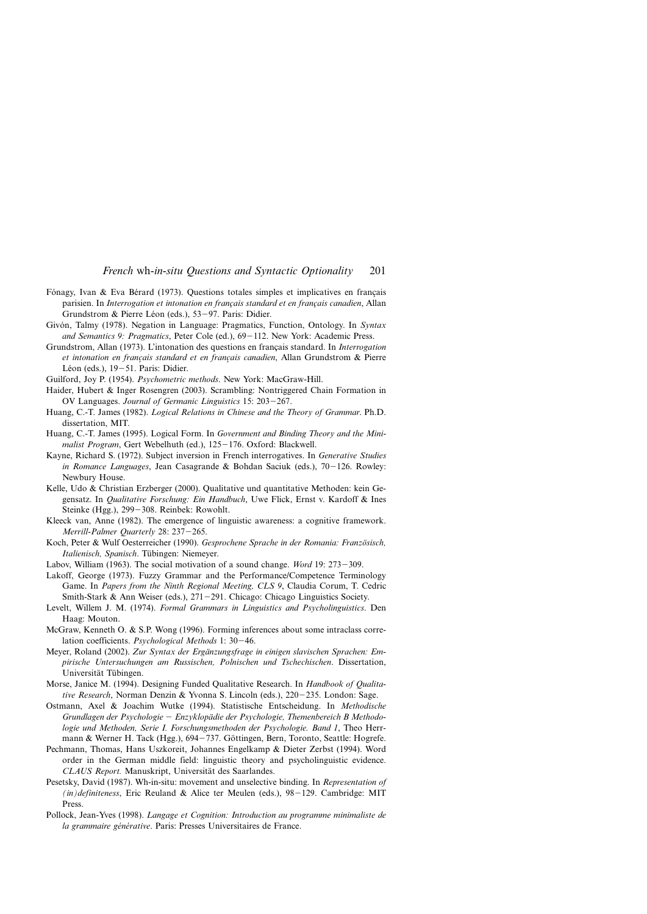Fónagy, Ivan & Eva Bérard (1973). Questions totales simples et implicatives en français parisien. In *Interrogation et intonation en français standard et en français canadien*, Allan Grundstrom & Pierre Léon (eds.), 53–97. Paris: Didier.

Givón, Talmy (1978). Negation in Language: Pragmatics, Function, Ontology. In *Syntax and Semantics 9: Pragmatics*, Peter Cole (ed.), 69–112. New York: Academic Press.

Grundstrom, Allan (1973). L'intonation des questions en français standard. In *Interrogation et intonation en français standard et en français canadien*, Allan Grundstrom & Pierre Léon (eds.), 19–51. Paris: Didier.

Guilford, Joy P. (1954). *Psychometric methods*. New York: MacGraw-Hill.

Haider, Hubert & Inger Rosengren (2003). Scrambling: Nontriggered Chain Formation in OV Languages. *Journal of Germanic Linguistics* 15: 203–267.

Huang, C.-T. James (1982). *Logical Relations in Chinese and the Theory of Grammar*. Ph.D. dissertation, MIT.

Huang, C.-T. James (1995). Logical Form. In *Government and Binding Theory and the Minimalist Program*, Gert Webelhuth (ed.), 125–176. Oxford: Blackwell.

Kayne, Richard S. (1972). Subject inversion in French interrogatives. In *Generative Studies in Romance Languages*, Jean Casagrande & Bohdan Saciuk (eds.), 70–126. Rowley: Newbury House.

Kelle, Udo & Christian Erzberger (2000). Qualitative und quantitative Methoden: kein Gegensatz. In *Qualitative Forschung: Ein Handbuch*, Uwe Flick, Ernst v. Kardoff & Ines Steinke (Hgg.), 299–308. Reinbek: Rowohlt.

Kleeck van, Anne (1982). The emergence of linguistic awareness: a cognitive framework. *Merrill-Palmer Quarterly* 28: 237–265.

Koch, Peter & Wulf Oesterreicher (1990). *Gesprochene Sprache in der Romania: Französisch, Italienisch, Spanisch*. Tübingen: Niemeyer.

Labov, William (1963). The social motivation of a sound change. *Word* 19: 273–309.

Lakoff, George (1973). Fuzzy Grammar and the Performance/Competence Terminology Game. In *Papers from the Ninth Regional Meeting, CLS 9*, Claudia Corum, T. Cedric Smith-Stark & Ann Weiser (eds.), 271–291. Chicago: Chicago Linguistics Society.

Levelt, Willem J. M. (1974). *Formal Grammars in Linguistics and Psycholinguistics*. Den Haag: Mouton.

McGraw, Kenneth O. & S.P. Wong (1996). Forming inferences about some intraclass correlation coefficients. *Psychological Methods* 1: 30–46.

Meyer, Roland (2002). *Zur Syntax der Ergänzungsfrage in einigen slavischen Sprachen: Empirische Untersuchungen am Russischen, Polnischen und Tschechischen*. Dissertation, Universität Tübingen.

Morse, Janice M. (1994). Designing Funded Qualitative Research. In *Handbook of Qualitative Research*, Norman Denzin & Yvonna S. Lincoln (eds.), 220–235. London: Sage.

Ostmann, Axel & Joachim Wutke (1994). Statistische Entscheidung. In *Methodische Grundlagen der Psychologie – Enzyklopädie der Psychologie, Themenbereich B Methodologie und Methoden, Serie I. Forschungsmethoden der Psychologie. Band 1*, Theo Herrmann & Werner H. Tack (Hgg.), 694–737. Göttingen, Bern, Toronto, Seattle: Hogrefe.

Pechmann, Thomas, Hans Uszkoreit, Johannes Engelkamp & Dieter Zerbst (1994). Word order in the German middle field: linguistic theory and psycholinguistic evidence. *CLAUS Report.* Manuskript, Universität des Saarlandes.

Pesetsky, David (1987). Wh-in-situ: movement and unselective binding. In *Representation of (in)definiteness*, Eric Reuland & Alice ter Meulen (eds.), 98–129. Cambridge: MIT Press.

Pollock, Jean-Yves (1998). *Langage et Cognition: Introduction au programme minimaliste de la grammaire générative*. Paris: Presses Universitaires de France.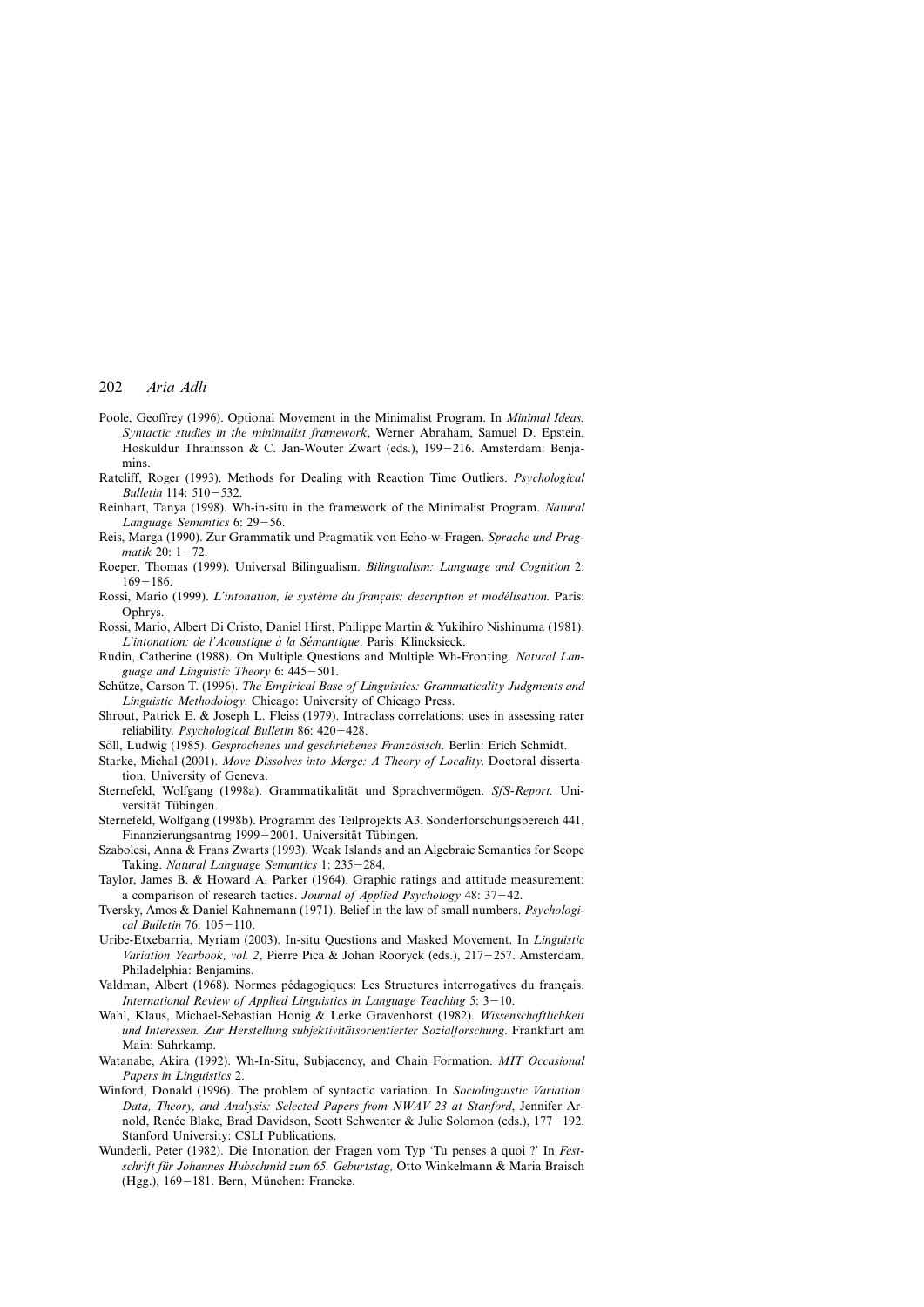Poole, Geoffrey (1996). Optional Movement in the Minimalist Program. In *Minimal Ideas. Syntactic studies in the minimalist framework*, Werner Abraham, Samuel D. Epstein, Hoskuldur Thrainsson & C. Jan-Wouter Zwart (eds.), 199–216. Amsterdam: Benjamins.

Ratcliff, Roger (1993). Methods for Dealing with Reaction Time Outliers. *Psychological Bulletin* 114: 510–532.

Reinhart, Tanya (1998). Wh-in-situ in the framework of the Minimalist Program. *Natural Language Semantics* 6: 29–56.

Reis, Marga (1990). Zur Grammatik und Pragmatik von Echo-w-Fragen. *Sprache und Pragmatik* 20: 1–72.

Roeper, Thomas (1999). Universal Bilingualism. *Bilingualism: Language and Cognition* 2: 169–186.

Rossi, Mario (1999). *L'intonation, le système du français: description et modélisation.* Paris: Ophrys.

Rossi, Mario, Albert Di Cristo, Daniel Hirst, Philippe Martin & Yukihiro Nishinuma (1981). *L'intonation: de l'Acoustique à la Sémantique*. Paris: Klincksieck.

Rudin, Catherine (1988). On Multiple Questions and Multiple Wh-Fronting. *Natural Language and Linguistic Theory* 6: 445–501.

Schütze, Carson T. (1996). *The Empirical Base of Linguistics: Grammaticality Judgments and Linguistic Methodology*. Chicago: University of Chicago Press.

Shrout, Patrick E. & Joseph L. Fleiss (1979). Intraclass correlations: uses in assessing rater reliability. *Psychological Bulletin* 86: 420–428.

Söll, Ludwig (1985). *Gesprochenes und geschriebenes Französisch*. Berlin: Erich Schmidt.

Starke, Michal (2001). *Move Dissolves into Merge: A Theory of Locality*. Doctoral dissertation, University of Geneva.

Sternefeld, Wolfgang (1998a). Grammatikalität und Sprachvermögen. *SfS-Report.* Universität Tübingen.

Sternefeld, Wolfgang (1998b). Programm des Teilprojekts A3. Sonderforschungsbereich 441, Finanzierungsantrag 1999–2001. Universität Tübingen.

Szabolcsi, Anna & Frans Zwarts (1993). Weak Islands and an Algebraic Semantics for Scope Taking. *Natural Language Semantics* 1: 235–284.

Taylor, James B. & Howard A. Parker (1964). Graphic ratings and attitude measurement: a comparison of research tactics. *Journal of Applied Psychology* 48: 37–42.

Tversky, Amos & Daniel Kahnemann (1971). Belief in the law of small numbers. *Psychological Bulletin* 76: 105–110.

Uribe-Etxebarria, Myriam (2003). In-situ Questions and Masked Movement. In *Linguistic Variation Yearbook, vol. 2*, Pierre Pica & Johan Rooryck (eds.), 217–257. Amsterdam, Philadelphia: Benjamins.

Valdman, Albert (1968). Normes pédagogiques: Les Structures interrogatives du français. *International Review of Applied Linguistics in Language Teaching* 5: 3–10.

Wahl, Klaus, Michael-Sebastian Honig & Lerke Gravenhorst (1982). *Wissenschaftlichkeit und Interessen. Zur Herstellung subjektivitätsorientierter Sozialforschung*. Frankfurt am Main: Suhrkamp.

Watanabe, Akira (1992). Wh-In-Situ, Subjacency, and Chain Formation. *MIT Occasional Papers in Linguistics* 2.

Winford, Donald (1996). The problem of syntactic variation. In *Sociolinguistic Variation: Data, Theory, and Analysis: Selected Papers from NWAV 23 at Stanford*, Jennifer Arnold, Renée Blake, Brad Davidson, Scott Schwenter & Julie Solomon (eds.), 177–192. Stanford University: CSLI Publications.

Wunderli, Peter (1982). Die Intonation der Fragen vom Typ 'Tu penses à quoi ?' In *Festschrift für Johannes Hubschmid zum 65. Geburtstag,* Otto Winkelmann & Maria Braisch (Hgg.), 169–181. Bern, München: Francke.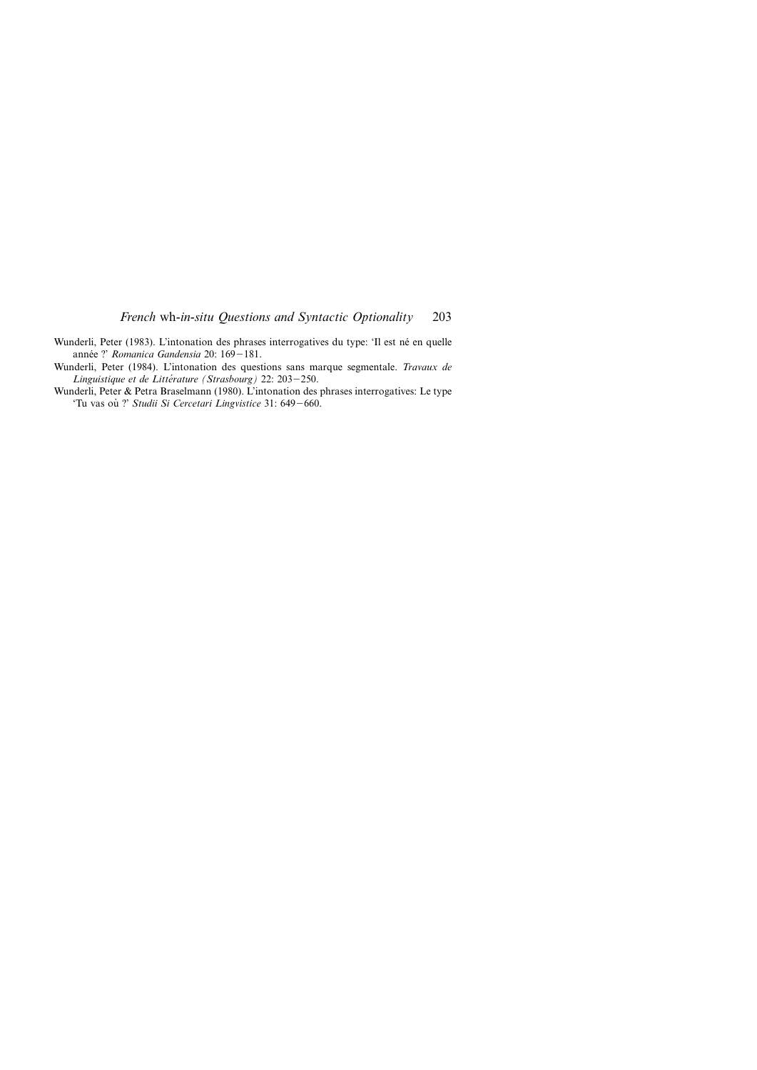Wunderli, Peter (1983). L'intonation des phrases interrogatives du type: 'Il est né en quelle année ?' *Romanica Gandensia* 20: 169−181.

Wunderli, Peter (1984). L'intonation des questions sans marque segmentale. *Travaux de Linguistique et de Littérature (Strasbourg)* 22: 203−250.

Wunderli, Peter & Petra Braselmann (1980). L'intonation des phrases interrogatives: Le type 'Tu vas où ?' *Studii Si Cercetari Lingvistice* 31: 649−660.